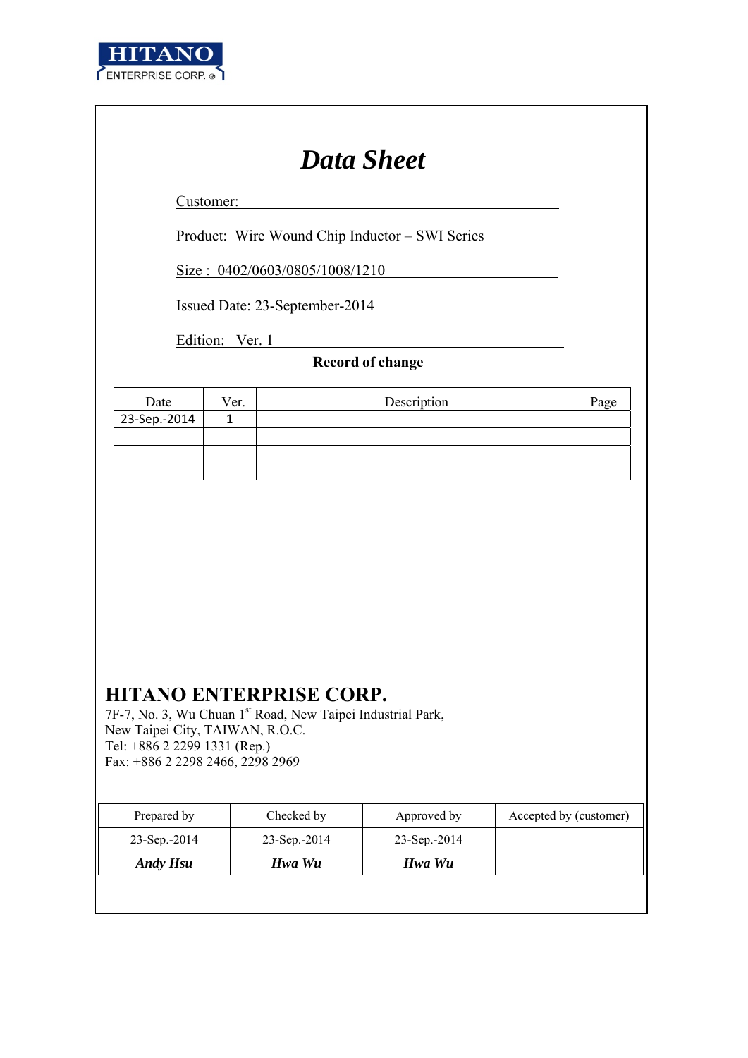HITANO
ENTERPRISE CORP. ®

# *Data Sheet*

Customer:

Product: Wire Wound Chip Inductor – SWI Series

Size : 0402/0603/0805/1008/1210

Issued Date: 23-September-2014

Edition: Ver. 1

**Record of change**

| Date | Ver. | Description | Page |
|---|---|---|---|
| 23-Sep.-2014 | 1 | | |
| | | | |
| | | | |
| | | | |

## HITANO ENTERPRISE CORP.

7F-7, No. 3, Wu Chuan 1st Road, New Taipei Industrial Park,
New Taipei City, TAIWAN, R.O.C.
Tel: +886 2 2299 1331 (Rep.)
Fax: +886 2 2298 2466, 2298 2969

| Prepared by | Checked by | Approved by | Accepted by (customer) |
|---|---|---|---|
| 23-Sep.-2014 | 23-Sep.-2014 | 23-Sep.-2014 | |
| ***Andy Hsu*** | ***Hwa Wu*** | ***Hwa Wu*** | |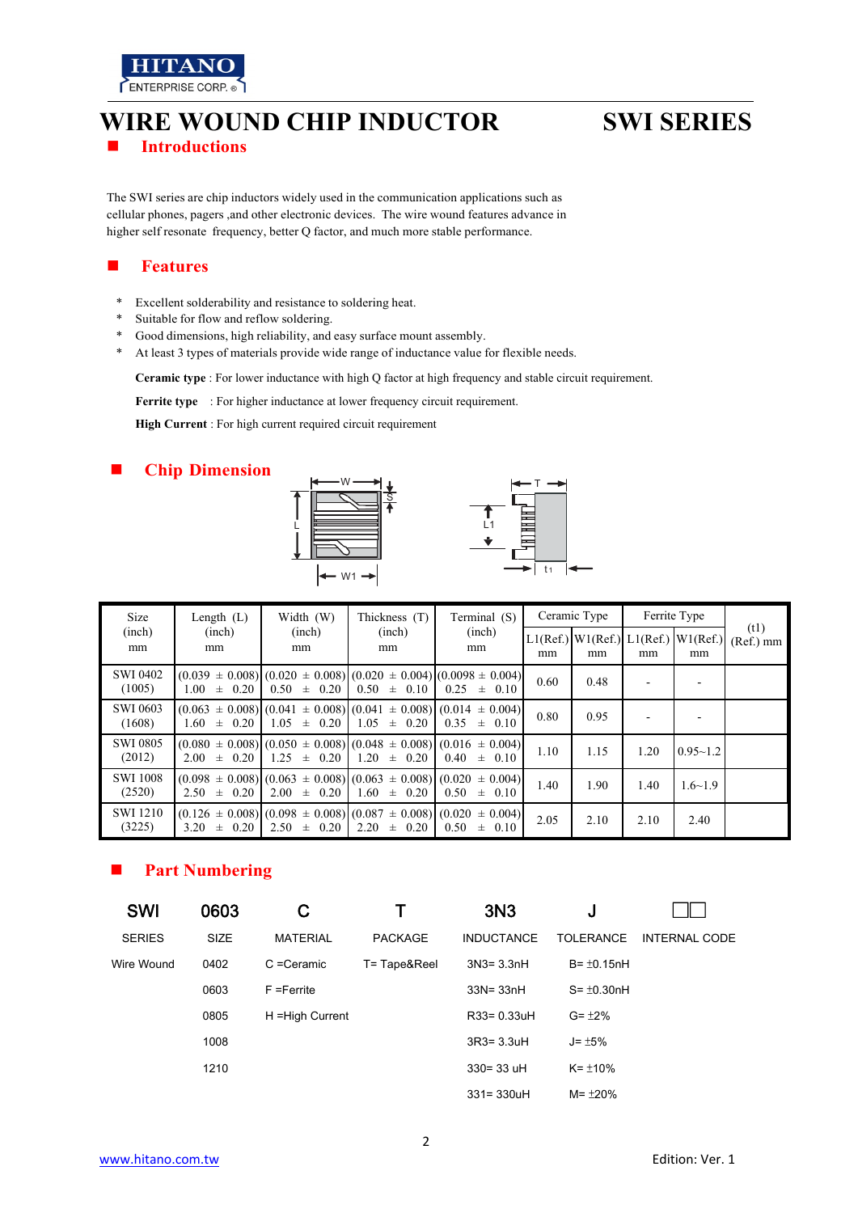# WIRE WOUND CHIP INDUCTOR SWI SERIES

## Introductions

The SWI series are chip inductors widely used in the communication applications such as cellular phones, pagers ,and other electronic devices. The wire wound features advance in higher self resonate frequency, better Q factor, and much more stable performance.

## Features

* Excellent solderability and resistance to soldering heat.
* Suitable for flow and reflow soldering.
* Good dimensions, high reliability, and easy surface mount assembly.
* At least 3 types of materials provide wide range of inductance value for flexible needs.

**Ceramic type** : For lower inductance with high Q factor at high frequency and stable circuit requirement.

**Ferrite type** : For higher inductance at lower frequency circuit requirement.

**High Current** : For high current required circuit requirement

## Chip Dimension

| Size (inch) mm | Length (L) (inch) mm | Width (W) (inch) mm | Thickness (T) (inch) mm | Terminal (S) (inch) mm | Ceramic Type | | Ferrite Type | | (t1) (Ref.) mm |
|---|---|---|---|---|---|---|---|---|---|
| | | | | | L1(Ref.) mm | W1(Ref.) mm | L1(Ref.) mm | W1(Ref.) mm | |
| SWI 0402 (1005) | (0.039 ± 0.008) 1.00 ± 0.20 | (0.020 ± 0.008) 0.50 ± 0.20 | (0.020 ± 0.004) 0.50 ± 0.10 | (0.0098 ± 0.004) 0.25 ± 0.10 | 0.60 | 0.48 | - | - | |
| SWI 0603 (1608) | (0.063 ± 0.008) 1.60 ± 0.20 | (0.041 ± 0.008) 1.05 ± 0.20 | (0.041 ± 0.008) 1.05 ± 0.20 | (0.014 ± 0.004) 0.35 ± 0.10 | 0.80 | 0.95 | - | - | |
| SWI 0805 (2012) | (0.080 ± 0.008) 2.00 ± 0.20 | (0.050 ± 0.008) 1.25 ± 0.20 | (0.048 ± 0.008) 1.20 ± 0.20 | (0.016 ± 0.004) 0.40 ± 0.10 | 1.10 | 1.15 | 1.20 | 0.95~1.2 | |
| SWI 1008 (2520) | (0.098 ± 0.008) 2.50 ± 0.20 | (0.063 ± 0.008) 2.00 ± 0.20 | (0.063 ± 0.008) 1.60 ± 0.20 | (0.020 ± 0.004) 0.50 ± 0.10 | 1.40 | 1.90 | 1.40 | 1.6~1.9 | |
| SWI 1210 (3225) | (0.126 ± 0.008) 3.20 ± 0.20 | (0.098 ± 0.008) 2.50 ± 0.20 | (0.087 ± 0.008) 2.20 ± 0.20 | (0.020 ± 0.004) 0.50 ± 0.10 | 2.05 | 2.10 | 2.10 | 2.40 | |

## Part Numbering

| SWI | 0603 | C | T | 3N3 | J | □□ |
|---|---|---|---|---|---|---|
| SERIES | SIZE | MATERIAL | PACKAGE | INDUCTANCE | TOLERANCE | INTERNAL CODE |
| Wire Wound | 0402 | C =Ceramic | T= Tape&Reel | 3N3= 3.3nH | B= ±0.15nH | |
| | 0603 | F =Ferrite | | 33N= 33nH | S= ±0.30nH | |
| | 0805 | H =High Current | | R33= 0.33uH | G= ±2% | |
| | 1008 | | | 3R3= 3.3uH | J= ±5% | |
| | 1210 | | | 330= 33 uH | K= ±10% | |
| | | | | 331= 330uH | M= ±20% | |

www.hitano.com.tw

Edition: Ver. 1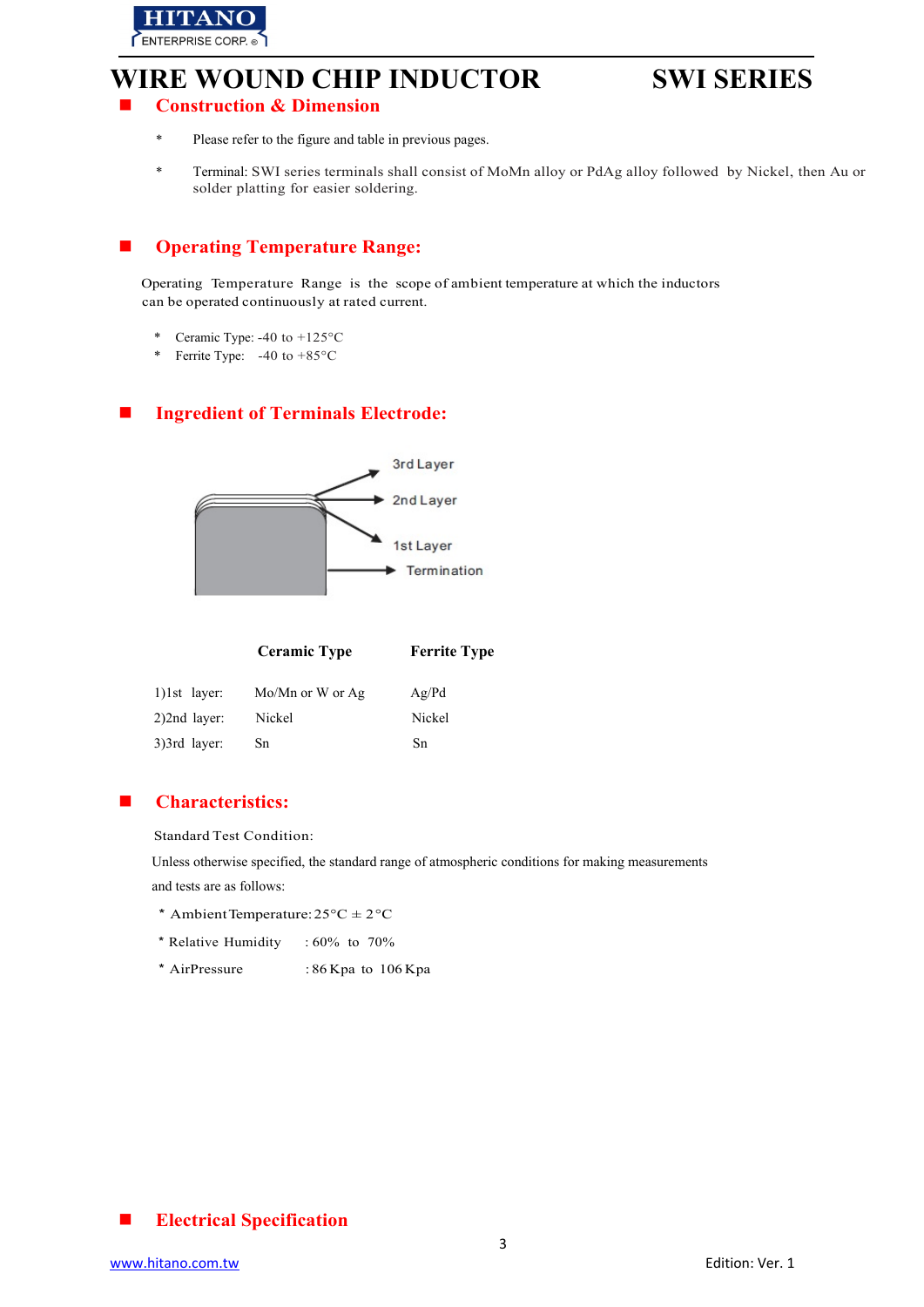# WIRE WOUND CHIP INDUCTOR SWI SERIES

## Construction & Dimension

- * Please refer to the figure and table in previous pages.
- * Terminal: SWI series terminals shall consist of MoMn alloy or PdAg alloy followed by Nickel, then Au or solder platting for easier soldering.

## Operating Temperature Range:

Operating Temperature Range is the scope of ambient temperature at which the inductors can be operated continuously at rated current.

- * Ceramic Type: -40 to +125°C
- * Ferrite Type: -40 to +85°C

## Ingredient of Terminals Electrode:

3rd Layer
2nd Layer
1st Layer
Termination

| | Ceramic Type | Ferrite Type |
|---|---|---|
| 1)1st layer: | Mo/Mn or W or Ag | Ag/Pd |
| 2)2nd layer: | Nickel | Nickel |
| 3)3rd layer: | Sn | Sn |

## Characteristics:

Standard Test Condition:

Unless otherwise specified, the standard range of atmospheric conditions for making measurements and tests are as follows:

- * Ambient Temperature: 25°C ± 2°C
- * Relative Humidity : 60% to 70%
- * AirPressure : 86 Kpa to 106 Kpa

## Electrical Specification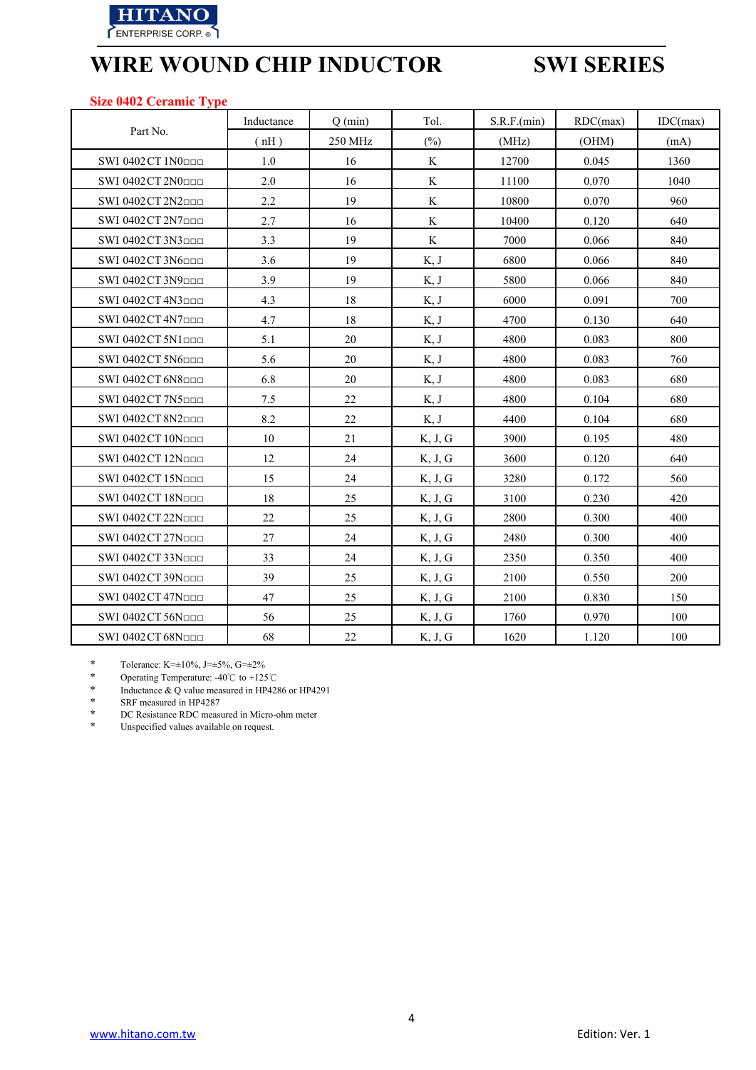# WIRE WOUND CHIP INDUCTOR SWI SERIES

## Size 0402 Ceramic Type

| Part No. | Inductance | Q (min) | Tol. | S.R.F.(min) | RDC(max) | IDC(max) |
|---|---|---|---|---|---|---|
| | ( nH ) | 250 MHz | (%) | (MHz) | (OHM) | (mA) |
| SWI 0402CT 1N0□□□ | 1.0 | 16 | K | 12700 | 0.045 | 1360 |
| SWI 0402CT 2N0□□□ | 2.0 | 16 | K | 11100 | 0.070 | 1040 |
| SWI 0402CT 2N2□□□ | 2.2 | 19 | K | 10800 | 0.070 | 960 |
| SWI 0402CT 2N7□□□ | 2.7 | 16 | K | 10400 | 0.120 | 640 |
| SWI 0402CT 3N3□□□ | 3.3 | 19 | K | 7000 | 0.066 | 840 |
| SWI 0402CT 3N6□□□ | 3.6 | 19 | K, J | 6800 | 0.066 | 840 |
| SWI 0402CT 3N9□□□ | 3.9 | 19 | K, J | 5800 | 0.066 | 840 |
| SWI 0402CT 4N3□□□ | 4.3 | 18 | K, J | 6000 | 0.091 | 700 |
| SWI 0402CT 4N7□□□ | 4.7 | 18 | K, J | 4700 | 0.130 | 640 |
| SWI 0402CT 5N1□□□ | 5.1 | 20 | K, J | 4800 | 0.083 | 800 |
| SWI 0402CT 5N6□□□ | 5.6 | 20 | K, J | 4800 | 0.083 | 760 |
| SWI 0402CT 6N8□□□ | 6.8 | 20 | K, J | 4800 | 0.083 | 680 |
| SWI 0402CT 7N5□□□ | 7.5 | 22 | K, J | 4800 | 0.104 | 680 |
| SWI 0402CT 8N2□□□ | 8.2 | 22 | K, J | 4400 | 0.104 | 680 |
| SWI 0402CT 10N□□□ | 10 | 21 | K, J, G | 3900 | 0.195 | 480 |
| SWI 0402CT 12N□□□ | 12 | 24 | K, J, G | 3600 | 0.120 | 640 |
| SWI 0402CT 15N□□□ | 15 | 24 | K, J, G | 3280 | 0.172 | 560 |
| SWI 0402CT 18N□□□ | 18 | 25 | K, J, G | 3100 | 0.230 | 420 |
| SWI 0402CT 22N□□□ | 22 | 25 | K, J, G | 2800 | 0.300 | 400 |
| SWI 0402CT 27N□□□ | 27 | 24 | K, J, G | 2480 | 0.300 | 400 |
| SWI 0402CT 33N□□□ | 33 | 24 | K, J, G | 2350 | 0.350 | 400 |
| SWI 0402CT 39N□□□ | 39 | 25 | K, J, G | 2100 | 0.550 | 200 |
| SWI 0402CT 47N□□□ | 47 | 25 | K, J, G | 2100 | 0.830 | 150 |
| SWI 0402CT 56N□□□ | 56 | 25 | K, J, G | 1760 | 0.970 | 100 |
| SWI 0402CT 68N□□□ | 68 | 22 | K, J, G | 1620 | 1.120 | 100 |

* Tolerance: K=±10%, J=±5%, G=±2%
* Operating Temperature: -40℃ to +125℃
* Inductance & Q value measured in HP4286 or HP4291
* SRF measured in HP4287
* DC Resistance RDC measured in Micro-ohm meter
* Unspecified values available on request.

www.hitano.com.tw

Edition: Ver. 1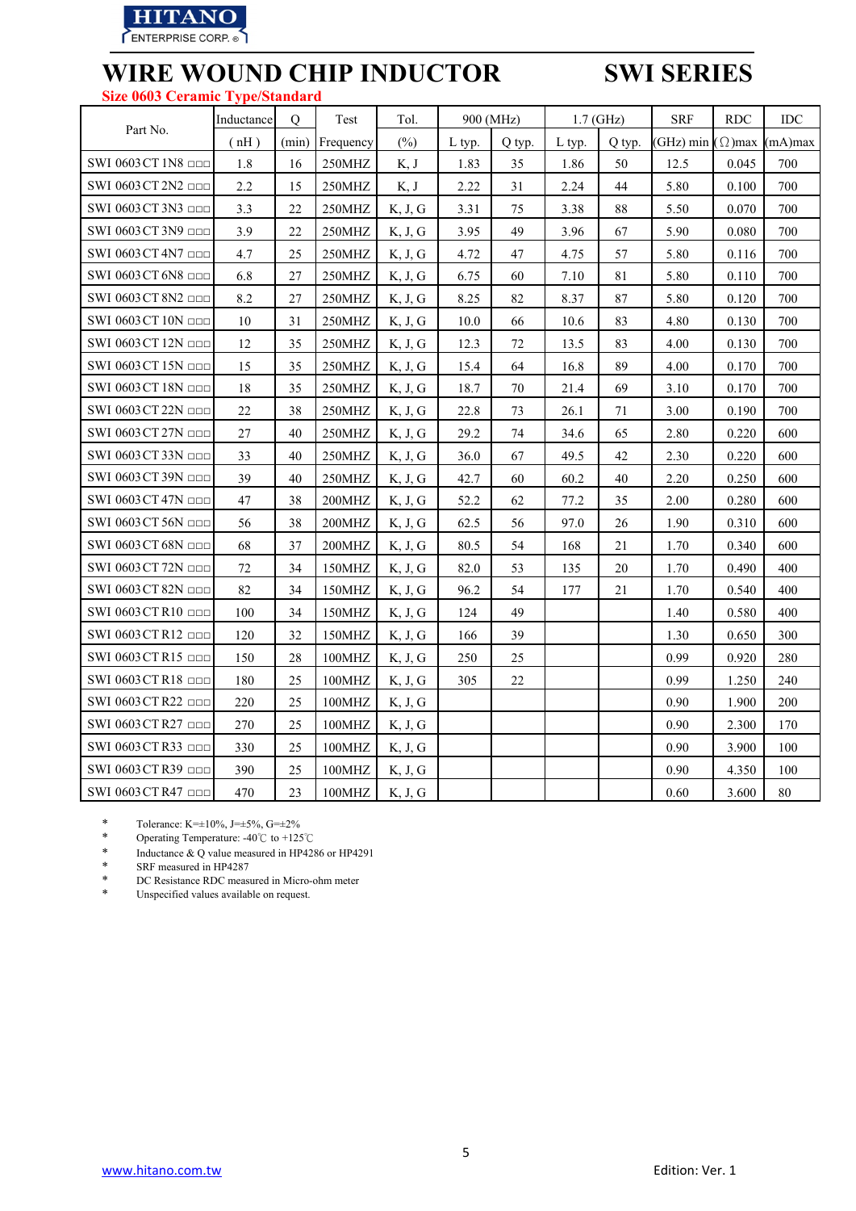# WIRE WOUND CHIP INDUCTOR SWI SERIES

**Size 0603 Ceramic Type/Standard**

| Part No. | Inductance | Q | Test | Tol. | 900 (MHz) | | 1.7 (GHz) | | SRF | RDC | IDC |
|---|---|---|---|---|---|---|---|---|---|---|---|
| | ( nH ) | (min) | Frequency | (%) | L typ. | Q typ. | L typ. | Q typ. | (GHz) min | (Ω)max | (mA)max |
| SWI 0603 CT 1N8 □□□ | 1.8 | 16 | 250MHZ | K, J | 1.83 | 35 | 1.86 | 50 | 12.5 | 0.045 | 700 |
| SWI 0603 CT 2N2 □□□ | 2.2 | 15 | 250MHZ | K, J | 2.22 | 31 | 2.24 | 44 | 5.80 | 0.100 | 700 |
| SWI 0603 CT 3N3 □□□ | 3.3 | 22 | 250MHZ | K, J, G | 3.31 | 75 | 3.38 | 88 | 5.50 | 0.070 | 700 |
| SWI 0603 CT 3N9 □□□ | 3.9 | 22 | 250MHZ | K, J, G | 3.95 | 49 | 3.96 | 67 | 5.90 | 0.080 | 700 |
| SWI 0603 CT 4N7 □□□ | 4.7 | 25 | 250MHZ | K, J, G | 4.72 | 47 | 4.75 | 57 | 5.80 | 0.116 | 700 |
| SWI 0603 CT 6N8 □□□ | 6.8 | 27 | 250MHZ | K, J, G | 6.75 | 60 | 7.10 | 81 | 5.80 | 0.110 | 700 |
| SWI 0603 CT 8N2 □□□ | 8.2 | 27 | 250MHZ | K, J, G | 8.25 | 82 | 8.37 | 87 | 5.80 | 0.120 | 700 |
| SWI 0603 CT 10N □□□ | 10 | 31 | 250MHZ | K, J, G | 10.0 | 66 | 10.6 | 83 | 4.80 | 0.130 | 700 |
| SWI 0603 CT 12N □□□ | 12 | 35 | 250MHZ | K, J, G | 12.3 | 72 | 13.5 | 83 | 4.00 | 0.130 | 700 |
| SWI 0603 CT 15N □□□ | 15 | 35 | 250MHZ | K, J, G | 15.4 | 64 | 16.8 | 89 | 4.00 | 0.170 | 700 |
| SWI 0603 CT 18N □□□ | 18 | 35 | 250MHZ | K, J, G | 18.7 | 70 | 21.4 | 69 | 3.10 | 0.170 | 700 |
| SWI 0603 CT 22N □□□ | 22 | 38 | 250MHZ | K, J, G | 22.8 | 73 | 26.1 | 71 | 3.00 | 0.190 | 700 |
| SWI 0603 CT 27N □□□ | 27 | 40 | 250MHZ | K, J, G | 29.2 | 74 | 34.6 | 65 | 2.80 | 0.220 | 600 |
| SWI 0603 CT 33N □□□ | 33 | 40 | 250MHZ | K, J, G | 36.0 | 67 | 49.5 | 42 | 2.30 | 0.220 | 600 |
| SWI 0603 CT 39N □□□ | 39 | 40 | 250MHZ | K, J, G | 42.7 | 60 | 60.2 | 40 | 2.20 | 0.250 | 600 |
| SWI 0603 CT 47N □□□ | 47 | 38 | 200MHZ | K, J, G | 52.2 | 62 | 77.2 | 35 | 2.00 | 0.280 | 600 |
| SWI 0603 CT 56N □□□ | 56 | 38 | 200MHZ | K, J, G | 62.5 | 56 | 97.0 | 26 | 1.90 | 0.310 | 600 |
| SWI 0603 CT 68N □□□ | 68 | 37 | 200MHZ | K, J, G | 80.5 | 54 | 168 | 21 | 1.70 | 0.340 | 600 |
| SWI 0603 CT 72N □□□ | 72 | 34 | 150MHZ | K, J, G | 82.0 | 53 | 135 | 20 | 1.70 | 0.490 | 400 |
| SWI 0603 CT 82N □□□ | 82 | 34 | 150MHZ | K, J, G | 96.2 | 54 | 177 | 21 | 1.70 | 0.540 | 400 |
| SWI 0603 CT R10 □□□ | 100 | 34 | 150MHZ | K, J, G | 124 | 49 | | | 1.40 | 0.580 | 400 |
| SWI 0603 CT R12 □□□ | 120 | 32 | 150MHZ | K, J, G | 166 | 39 | | | 1.30 | 0.650 | 300 |
| SWI 0603 CT R15 □□□ | 150 | 28 | 100MHZ | K, J, G | 250 | 25 | | | 0.99 | 0.920 | 280 |
| SWI 0603 CT R18 □□□ | 180 | 25 | 100MHZ | K, J, G | 305 | 22 | | | 0.99 | 1.250 | 240 |
| SWI 0603 CT R22 □□□ | 220 | 25 | 100MHZ | K, J, G | | | | | 0.90 | 1.900 | 200 |
| SWI 0603 CT R27 □□□ | 270 | 25 | 100MHZ | K, J, G | | | | | 0.90 | 2.300 | 170 |
| SWI 0603 CT R33 □□□ | 330 | 25 | 100MHZ | K, J, G | | | | | 0.90 | 3.900 | 100 |
| SWI 0603 CT R39 □□□ | 390 | 25 | 100MHZ | K, J, G | | | | | 0.90 | 4.350 | 100 |
| SWI 0603 CT R47 □□□ | 470 | 23 | 100MHZ | K, J, G | | | | | 0.60 | 3.600 | 80 |

* Tolerance: K=±10%, J=±5%, G=±2%
* Operating Temperature: -40℃ to +125℃
* Inductance & Q value measured in HP4286 or HP4291
* SRF measured in HP4287
* DC Resistance RDC measured in Micro-ohm meter
* Unspecified values available on request.

www.hitano.com.tw

Edition: Ver. 1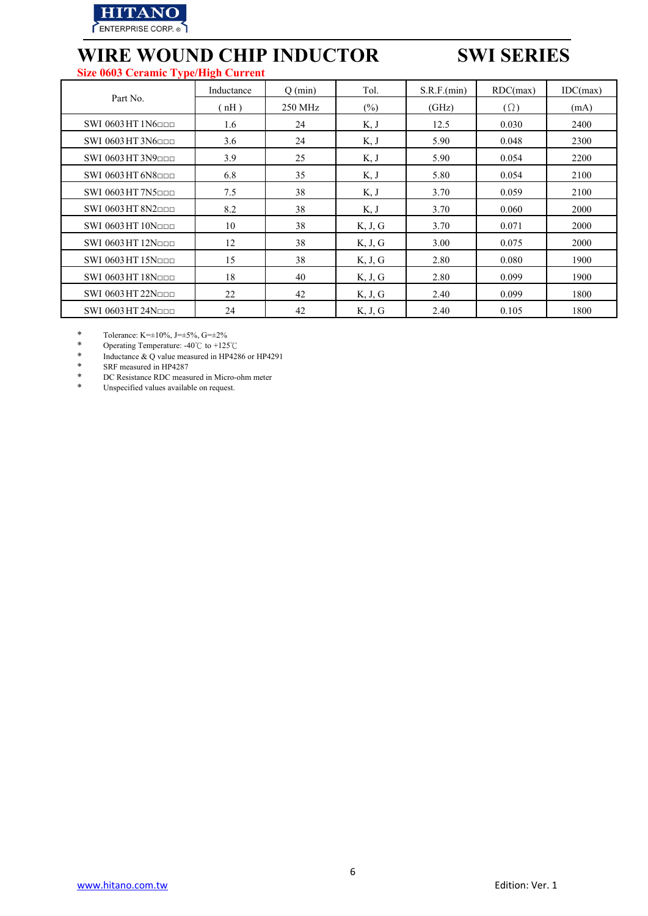HITANO ENTERPRISE CORP.

# WIRE WOUND CHIP INDUCTOR SWI SERIES

## Size 0603 Ceramic Type/High Current

| Part No. | Inductance | Q (min) | Tol. | S.R.F.(min) | RDC(max) | IDC(max) |
|---|---|---|---|---|---|---|
| | ( nH ) | 250 MHz | (%) | (GHz) | (Ω) | (mA) |
| SWI 0603 HT 1N6□□□ | 1.6 | 24 | K, J | 12.5 | 0.030 | 2400 |
| SWI 0603 HT 3N6□□□ | 3.6 | 24 | K, J | 5.90 | 0.048 | 2300 |
| SWI 0603 HT 3N9□□□ | 3.9 | 25 | K, J | 5.90 | 0.054 | 2200 |
| SWI 0603 HT 6N8□□□ | 6.8 | 35 | K, J | 5.80 | 0.054 | 2100 |
| SWI 0603 HT 7N5□□□ | 7.5 | 38 | K, J | 3.70 | 0.059 | 2100 |
| SWI 0603 HT 8N2□□□ | 8.2 | 38 | K, J | 3.70 | 0.060 | 2000 |
| SWI 0603 HT 10N□□□ | 10 | 38 | K, J, G | 3.70 | 0.071 | 2000 |
| SWI 0603 HT 12N□□□ | 12 | 38 | K, J, G | 3.00 | 0.075 | 2000 |
| SWI 0603 HT 15N□□□ | 15 | 38 | K, J, G | 2.80 | 0.080 | 1900 |
| SWI 0603 HT 18N□□□ | 18 | 40 | K, J, G | 2.80 | 0.099 | 1900 |
| SWI 0603 HT 22N□□□ | 22 | 42 | K, J, G | 2.40 | 0.099 | 1800 |
| SWI 0603 HT 24N□□□ | 24 | 42 | K, J, G | 2.40 | 0.105 | 1800 |

* Tolerance: K=±10%, J=±5%, G=±2%
* Operating Temperature: -40℃ to +125℃
* Inductance & Q value measured in HP4286 or HP4291
* SRF measured in HP4287
* DC Resistance RDC measured in Micro-ohm meter
* Unspecified values available on request.

www.hitano.com.tw Edition: Ver. 1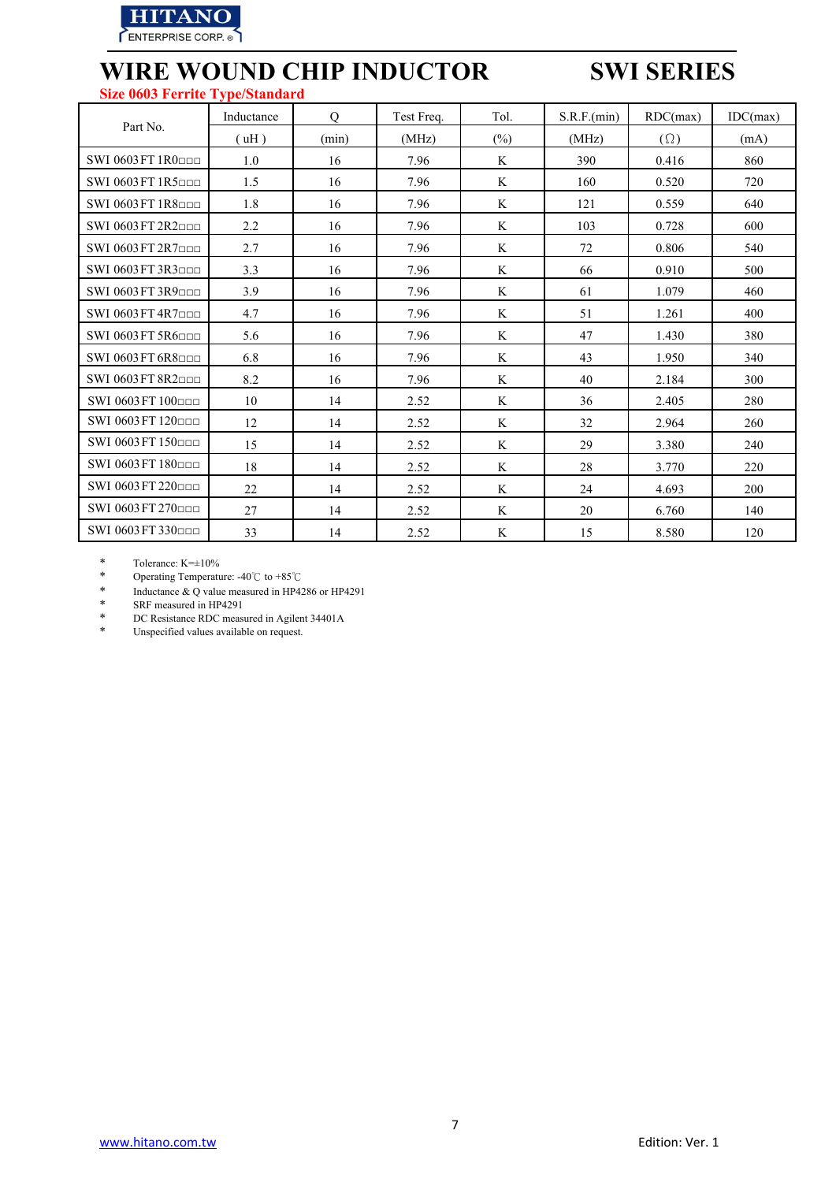HITANO ENTERPRISE CORP.

# WIRE WOUND CHIP INDUCTOR SWI SERIES

## Size 0603 Ferrite Type/Standard

| Part No. | Inductance | Q | Test Freq. | Tol. | S.R.F.(min) | RDC(max) | IDC(max) |
|---|---|---|---|---|---|---|---|
| | ( uH ) | (min) | (MHz) | (%) | (MHz) | (Ω) | (mA) |
| SWI 0603 FT 1R0□□□ | 1.0 | 16 | 7.96 | K | 390 | 0.416 | 860 |
| SWI 0603 FT 1R5□□□ | 1.5 | 16 | 7.96 | K | 160 | 0.520 | 720 |
| SWI 0603 FT 1R8□□□ | 1.8 | 16 | 7.96 | K | 121 | 0.559 | 640 |
| SWI 0603 FT 2R2□□□ | 2.2 | 16 | 7.96 | K | 103 | 0.728 | 600 |
| SWI 0603 FT 2R7□□□ | 2.7 | 16 | 7.96 | K | 72 | 0.806 | 540 |
| SWI 0603 FT 3R3□□□ | 3.3 | 16 | 7.96 | K | 66 | 0.910 | 500 |
| SWI 0603 FT 3R9□□□ | 3.9 | 16 | 7.96 | K | 61 | 1.079 | 460 |
| SWI 0603 FT 4R7□□□ | 4.7 | 16 | 7.96 | K | 51 | 1.261 | 400 |
| SWI 0603 FT 5R6□□□ | 5.6 | 16 | 7.96 | K | 47 | 1.430 | 380 |
| SWI 0603 FT 6R8□□□ | 6.8 | 16 | 7.96 | K | 43 | 1.950 | 340 |
| SWI 0603 FT 8R2□□□ | 8.2 | 16 | 7.96 | K | 40 | 2.184 | 300 |
| SWI 0603 FT 100□□□ | 10 | 14 | 2.52 | K | 36 | 2.405 | 280 |
| SWI 0603 FT 120□□□ | 12 | 14 | 2.52 | K | 32 | 2.964 | 260 |
| SWI 0603 FT 150□□□ | 15 | 14 | 2.52 | K | 29 | 3.380 | 240 |
| SWI 0603 FT 180□□□ | 18 | 14 | 2.52 | K | 28 | 3.770 | 220 |
| SWI 0603 FT 220□□□ | 22 | 14 | 2.52 | K | 24 | 4.693 | 200 |
| SWI 0603 FT 270□□□ | 27 | 14 | 2.52 | K | 20 | 6.760 | 140 |
| SWI 0603 FT 330□□□ | 33 | 14 | 2.52 | K | 15 | 8.580 | 120 |

* Tolerance: K=±10%
* Operating Temperature: -40℃ to +85℃
* Inductance & Q value measured in HP4286 or HP4291
* SRF measured in HP4291
* DC Resistance RDC measured in Agilent 34401A
* Unspecified values available on request.

www.hitano.com.tw

Edition: Ver. 1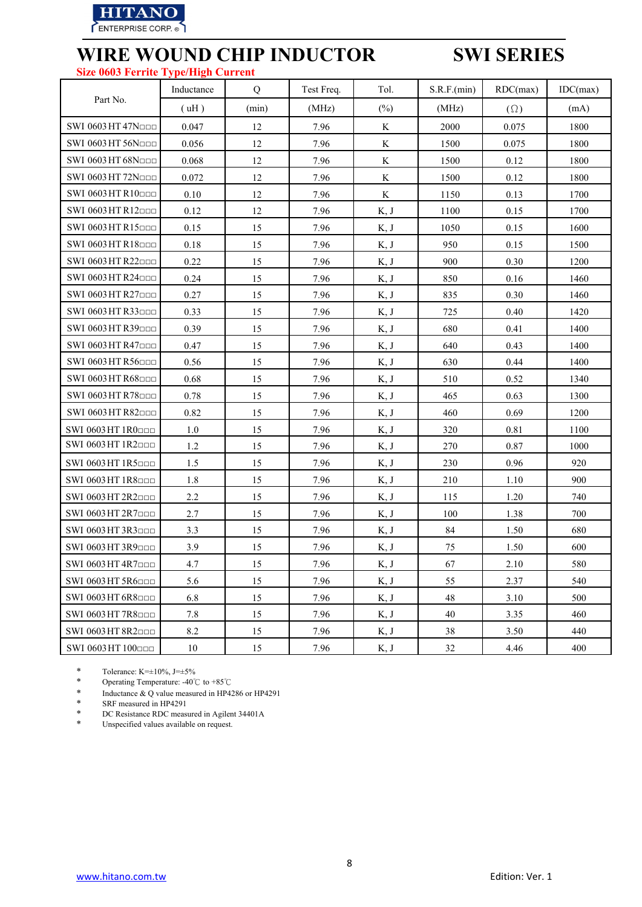HITANO ENTERPRISE CORP. ®

# WIRE WOUND CHIP INDUCTOR SWI SERIES

## Size 0603 Ferrite Type/High Current

| Part No. | Inductance | Q | Test Freq. | Tol. | S.R.F.(min) | RDC(max) | IDC(max) |
|---|---|---|---|---|---|---|---|
| | ( uH ) | (min) | (MHz) | (%) | (MHz) | (Ω) | (mA) |
| SWI 0603 HT 47N□□□ | 0.047 | 12 | 7.96 | K | 2000 | 0.075 | 1800 |
| SWI 0603 HT 56N□□□ | 0.056 | 12 | 7.96 | K | 1500 | 0.075 | 1800 |
| SWI 0603 HT 68N□□□ | 0.068 | 12 | 7.96 | K | 1500 | 0.12 | 1800 |
| SWI 0603 HT 72N□□□ | 0.072 | 12 | 7.96 | K | 1500 | 0.12 | 1800 |
| SWI 0603 HT R10□□□ | 0.10 | 12 | 7.96 | K | 1150 | 0.13 | 1700 |
| SWI 0603 HT R12□□□ | 0.12 | 12 | 7.96 | K, J | 1100 | 0.15 | 1700 |
| SWI 0603 HT R15□□□ | 0.15 | 15 | 7.96 | K, J | 1050 | 0.15 | 1600 |
| SWI 0603 HT R18□□□ | 0.18 | 15 | 7.96 | K, J | 950 | 0.15 | 1500 |
| SWI 0603 HT R22□□□ | 0.22 | 15 | 7.96 | K, J | 900 | 0.30 | 1200 |
| SWI 0603 HT R24□□□ | 0.24 | 15 | 7.96 | K, J | 850 | 0.16 | 1460 |
| SWI 0603 HT R27□□□ | 0.27 | 15 | 7.96 | K, J | 835 | 0.30 | 1460 |
| SWI 0603 HT R33□□□ | 0.33 | 15 | 7.96 | K, J | 725 | 0.40 | 1420 |
| SWI 0603 HT R39□□□ | 0.39 | 15 | 7.96 | K, J | 680 | 0.41 | 1400 |
| SWI 0603 HT R47□□□ | 0.47 | 15 | 7.96 | K, J | 640 | 0.43 | 1400 |
| SWI 0603 HT R56□□□ | 0.56 | 15 | 7.96 | K, J | 630 | 0.44 | 1400 |
| SWI 0603 HT R68□□□ | 0.68 | 15 | 7.96 | K, J | 510 | 0.52 | 1340 |
| SWI 0603 HT R78□□□ | 0.78 | 15 | 7.96 | K, J | 465 | 0.63 | 1300 |
| SWI 0603 HT R82□□□ | 0.82 | 15 | 7.96 | K, J | 460 | 0.69 | 1200 |
| SWI 0603 HT 1R0□□□ | 1.0 | 15 | 7.96 | K, J | 320 | 0.81 | 1100 |
| SWI 0603 HT 1R2□□□ | 1.2 | 15 | 7.96 | K, J | 270 | 0.87 | 1000 |
| SWI 0603 HT 1R5□□□ | 1.5 | 15 | 7.96 | K, J | 230 | 0.96 | 920 |
| SWI 0603 HT 1R8□□□ | 1.8 | 15 | 7.96 | K, J | 210 | 1.10 | 900 |
| SWI 0603 HT 2R2□□□ | 2.2 | 15 | 7.96 | K, J | 115 | 1.20 | 740 |
| SWI 0603 HT 2R7□□□ | 2.7 | 15 | 7.96 | K, J | 100 | 1.38 | 700 |
| SWI 0603 HT 3R3□□□ | 3.3 | 15 | 7.96 | K, J | 84 | 1.50 | 680 |
| SWI 0603 HT 3R9□□□ | 3.9 | 15 | 7.96 | K, J | 75 | 1.50 | 600 |
| SWI 0603 HT 4R7□□□ | 4.7 | 15 | 7.96 | K, J | 67 | 2.10 | 580 |
| SWI 0603 HT 5R6□□□ | 5.6 | 15 | 7.96 | K, J | 55 | 2.37 | 540 |
| SWI 0603 HT 6R8□□□ | 6.8 | 15 | 7.96 | K, J | 48 | 3.10 | 500 |
| SWI 0603 HT 7R8□□□ | 7.8 | 15 | 7.96 | K, J | 40 | 3.35 | 460 |
| SWI 0603 HT 8R2□□□ | 8.2 | 15 | 7.96 | K, J | 38 | 3.50 | 440 |
| SWI 0603 HT 100□□□ | 10 | 15 | 7.96 | K, J | 32 | 4.46 | 400 |

* Tolerance: K=±10%, J=±5%
* Operating Temperature: -40℃ to +85℃
* Inductance & Q value measured in HP4286 or HP4291
* SRF measured in HP4291
* DC Resistance RDC measured in Agilent 34401A
* Unspecified values available on request.

www.hitano.com.tw

Edition: Ver. 1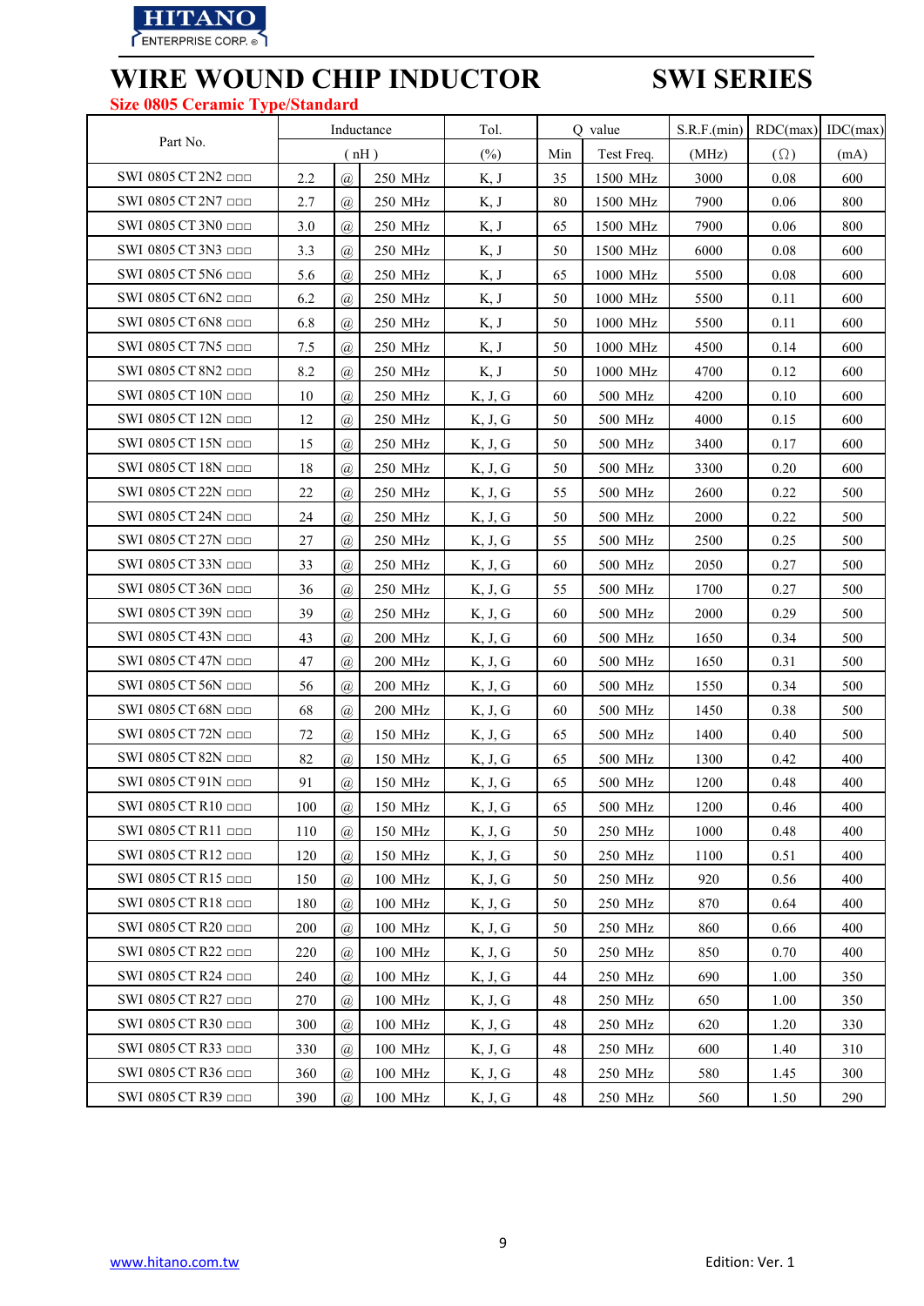# WIRE WOUND CHIP INDUCTOR SWI SERIES

## Size 0805 Ceramic Type/Standard

| Part No. | Inductance | | | Tol. | Q value | | S.R.F.(min) | RDC(max) | IDC(max) |
|---|---|---|---|---|---|---|---|---|---|
| | ( nH ) | | | (%) | Min | Test Freq. | (MHz) | (Ω) | (mA) |
| SWI 0805 CT 2N2 □□□ | 2.2 | @ | 250 MHz | K, J | 35 | 1500 MHz | 3000 | 0.08 | 600 |
| SWI 0805 CT 2N7 □□□ | 2.7 | @ | 250 MHz | K, J | 80 | 1500 MHz | 7900 | 0.06 | 800 |
| SWI 0805 CT 3N0 □□□ | 3.0 | @ | 250 MHz | K, J | 65 | 1500 MHz | 7900 | 0.06 | 800 |
| SWI 0805 CT 3N3 □□□ | 3.3 | @ | 250 MHz | K, J | 50 | 1500 MHz | 6000 | 0.08 | 600 |
| SWI 0805 CT 5N6 □□□ | 5.6 | @ | 250 MHz | K, J | 65 | 1000 MHz | 5500 | 0.08 | 600 |
| SWI 0805 CT 6N2 □□□ | 6.2 | @ | 250 MHz | K, J | 50 | 1000 MHz | 5500 | 0.11 | 600 |
| SWI 0805 CT 6N8 □□□ | 6.8 | @ | 250 MHz | K, J | 50 | 1000 MHz | 5500 | 0.11 | 600 |
| SWI 0805 CT 7N5 □□□ | 7.5 | @ | 250 MHz | K, J | 50 | 1000 MHz | 4500 | 0.14 | 600 |
| SWI 0805 CT 8N2 □□□ | 8.2 | @ | 250 MHz | K, J | 50 | 1000 MHz | 4700 | 0.12 | 600 |
| SWI 0805 CT 10N □□□ | 10 | @ | 250 MHz | K, J, G | 60 | 500 MHz | 4200 | 0.10 | 600 |
| SWI 0805 CT 12N □□□ | 12 | @ | 250 MHz | K, J, G | 50 | 500 MHz | 4000 | 0.15 | 600 |
| SWI 0805 CT 15N □□□ | 15 | @ | 250 MHz | K, J, G | 50 | 500 MHz | 3400 | 0.17 | 600 |
| SWI 0805 CT 18N □□□ | 18 | @ | 250 MHz | K, J, G | 50 | 500 MHz | 3300 | 0.20 | 600 |
| SWI 0805 CT 22N □□□ | 22 | @ | 250 MHz | K, J, G | 55 | 500 MHz | 2600 | 0.22 | 500 |
| SWI 0805 CT 24N □□□ | 24 | @ | 250 MHz | K, J, G | 50 | 500 MHz | 2000 | 0.22 | 500 |
| SWI 0805 CT 27N □□□ | 27 | @ | 250 MHz | K, J, G | 55 | 500 MHz | 2500 | 0.25 | 500 |
| SWI 0805 CT 33N □□□ | 33 | @ | 250 MHz | K, J, G | 60 | 500 MHz | 2050 | 0.27 | 500 |
| SWI 0805 CT 36N □□□ | 36 | @ | 250 MHz | K, J, G | 55 | 500 MHz | 1700 | 0.27 | 500 |
| SWI 0805 CT 39N □□□ | 39 | @ | 250 MHz | K, J, G | 60 | 500 MHz | 2000 | 0.29 | 500 |
| SWI 0805 CT 43N □□□ | 43 | @ | 200 MHz | K, J, G | 60 | 500 MHz | 1650 | 0.34 | 500 |
| SWI 0805 CT 47N □□□ | 47 | @ | 200 MHz | K, J, G | 60 | 500 MHz | 1650 | 0.31 | 500 |
| SWI 0805 CT 56N □□□ | 56 | @ | 200 MHz | K, J, G | 60 | 500 MHz | 1550 | 0.34 | 500 |
| SWI 0805 CT 68N □□□ | 68 | @ | 200 MHz | K, J, G | 60 | 500 MHz | 1450 | 0.38 | 500 |
| SWI 0805 CT 72N □□□ | 72 | @ | 150 MHz | K, J, G | 65 | 500 MHz | 1400 | 0.40 | 500 |
| SWI 0805 CT 82N □□□ | 82 | @ | 150 MHz | K, J, G | 65 | 500 MHz | 1300 | 0.42 | 400 |
| SWI 0805 CT 91N □□□ | 91 | @ | 150 MHz | K, J, G | 65 | 500 MHz | 1200 | 0.48 | 400 |
| SWI 0805 CT R10 □□□ | 100 | @ | 150 MHz | K, J, G | 65 | 500 MHz | 1200 | 0.46 | 400 |
| SWI 0805 CT R11 □□□ | 110 | @ | 150 MHz | K, J, G | 50 | 250 MHz | 1000 | 0.48 | 400 |
| SWI 0805 CT R12 □□□ | 120 | @ | 150 MHz | K, J, G | 50 | 250 MHz | 1100 | 0.51 | 400 |
| SWI 0805 CT R15 □□□ | 150 | @ | 100 MHz | K, J, G | 50 | 250 MHz | 920 | 0.56 | 400 |
| SWI 0805 CT R18 □□□ | 180 | @ | 100 MHz | K, J, G | 50 | 250 MHz | 870 | 0.64 | 400 |
| SWI 0805 CT R20 □□□ | 200 | @ | 100 MHz | K, J, G | 50 | 250 MHz | 860 | 0.66 | 400 |
| SWI 0805 CT R22 □□□ | 220 | @ | 100 MHz | K, J, G | 50 | 250 MHz | 850 | 0.70 | 400 |
| SWI 0805 CT R24 □□□ | 240 | @ | 100 MHz | K, J, G | 44 | 250 MHz | 690 | 1.00 | 350 |
| SWI 0805 CT R27 □□□ | 270 | @ | 100 MHz | K, J, G | 48 | 250 MHz | 650 | 1.00 | 350 |
| SWI 0805 CT R30 □□□ | 300 | @ | 100 MHz | K, J, G | 48 | 250 MHz | 620 | 1.20 | 330 |
| SWI 0805 CT R33 □□□ | 330 | @ | 100 MHz | K, J, G | 48 | 250 MHz | 600 | 1.40 | 310 |
| SWI 0805 CT R36 □□□ | 360 | @ | 100 MHz | K, J, G | 48 | 250 MHz | 580 | 1.45 | 300 |
| SWI 0805 CT R39 □□□ | 390 | @ | 100 MHz | K, J, G | 48 | 250 MHz | 560 | 1.50 | 290 |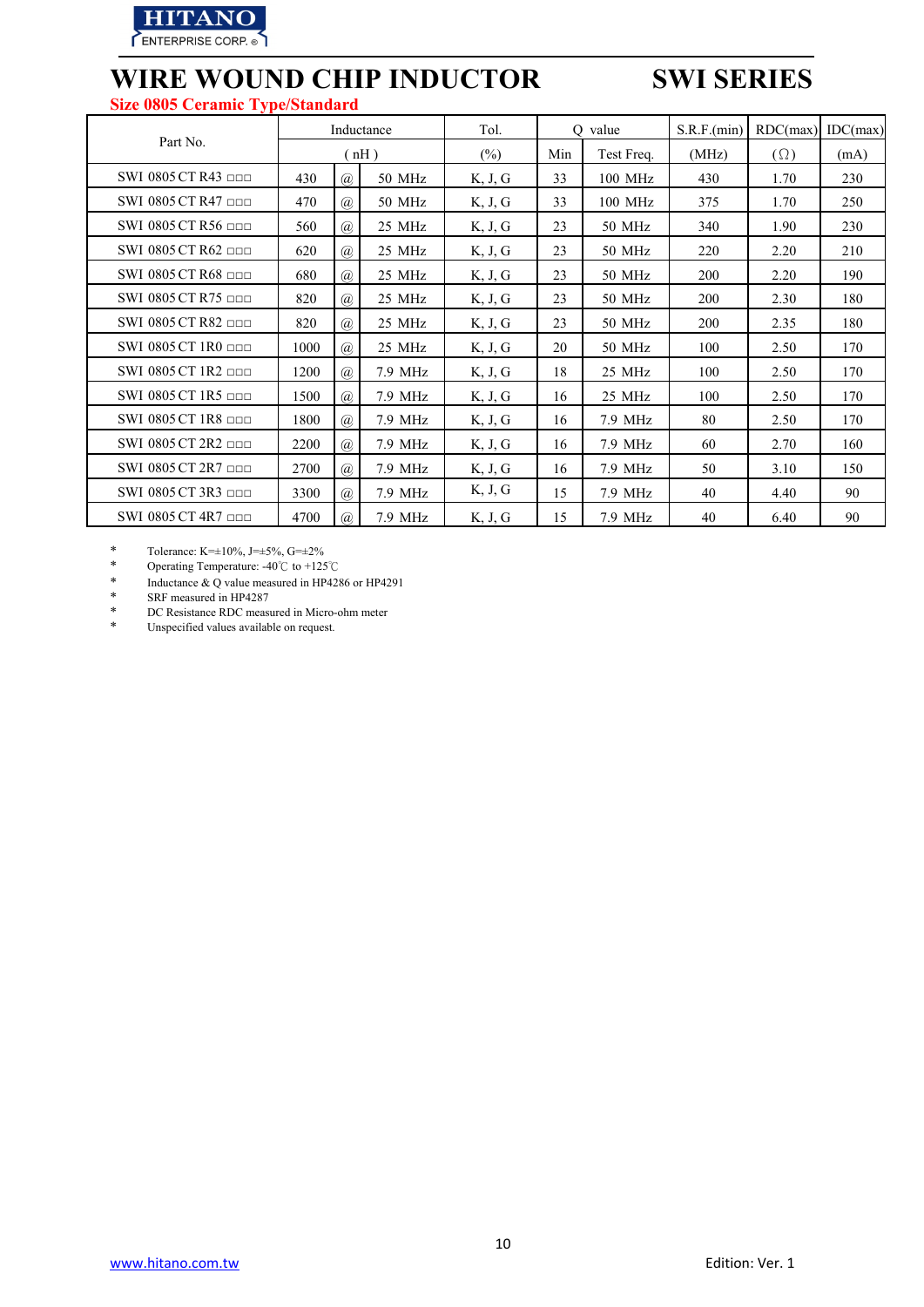HITANO
ENTERPRISE CORP.®

# WIRE WOUND CHIP INDUCTOR SWI SERIES

## Size 0805 Ceramic Type/Standard

| Part No. | Inductance | | | Tol. | Q value | | S.R.F.(min) | RDC(max) | IDC(max) |
|---|---|---|---|---|---|---|---|---|---|
| | ( nH ) | | | (%) | Min | Test Freq. | (MHz) | (Ω) | (mA) |
| SWI 0805 CT R43 □□□ | 430 | @ | 50 MHz | K, J, G | 33 | 100 MHz | 430 | 1.70 | 230 |
| SWI 0805 CT R47 □□□ | 470 | @ | 50 MHz | K, J, G | 33 | 100 MHz | 375 | 1.70 | 250 |
| SWI 0805 CT R56 □□□ | 560 | @ | 25 MHz | K, J, G | 23 | 50 MHz | 340 | 1.90 | 230 |
| SWI 0805 CT R62 □□□ | 620 | @ | 25 MHz | K, J, G | 23 | 50 MHz | 220 | 2.20 | 210 |
| SWI 0805 CT R68 □□□ | 680 | @ | 25 MHz | K, J, G | 23 | 50 MHz | 200 | 2.20 | 190 |
| SWI 0805 CT R75 □□□ | 820 | @ | 25 MHz | K, J, G | 23 | 50 MHz | 200 | 2.30 | 180 |
| SWI 0805 CT R82 □□□ | 820 | @ | 25 MHz | K, J, G | 23 | 50 MHz | 200 | 2.35 | 180 |
| SWI 0805 CT 1R0 □□□ | 1000 | @ | 25 MHz | K, J, G | 20 | 50 MHz | 100 | 2.50 | 170 |
| SWI 0805 CT 1R2 □□□ | 1200 | @ | 7.9 MHz | K, J, G | 18 | 25 MHz | 100 | 2.50 | 170 |
| SWI 0805 CT 1R5 □□□ | 1500 | @ | 7.9 MHz | K, J, G | 16 | 25 MHz | 100 | 2.50 | 170 |
| SWI 0805 CT 1R8 □□□ | 1800 | @ | 7.9 MHz | K, J, G | 16 | 7.9 MHz | 80 | 2.50 | 170 |
| SWI 0805 CT 2R2 □□□ | 2200 | @ | 7.9 MHz | K, J, G | 16 | 7.9 MHz | 60 | 2.70 | 160 |
| SWI 0805 CT 2R7 □□□ | 2700 | @ | 7.9 MHz | K, J, G | 16 | 7.9 MHz | 50 | 3.10 | 150 |
| SWI 0805 CT 3R3 □□□ | 3300 | @ | 7.9 MHz | K, J, G | 15 | 7.9 MHz | 40 | 4.40 | 90 |
| SWI 0805 CT 4R7 □□□ | 4700 | @ | 7.9 MHz | K, J, G | 15 | 7.9 MHz | 40 | 6.40 | 90 |

- Tolerance: K=±10%, J=±5%, G=±2%
- Operating Temperature: -40℃ to +125℃
- Inductance & Q value measured in HP4286 or HP4291
- SRF measured in HP4287
- DC Resistance RDC measured in Micro-ohm meter
- Unspecified values available on request.

www.hitano.com.tw

Edition: Ver. 1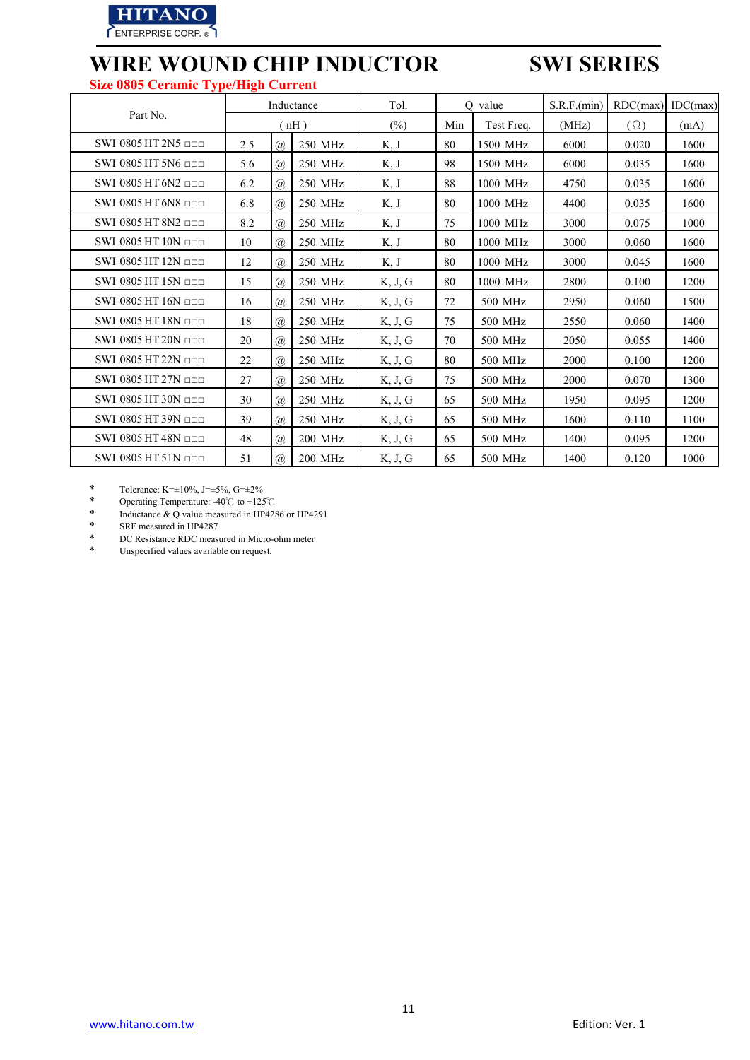HITANO ENTERPRISE CORP.

# WIRE WOUND CHIP INDUCTOR SWI SERIES

## Size 0805 Ceramic Type/High Current

| Part No. | Inductance | | | Tol. | Q value | | S.R.F.(min) | RDC(max) | IDC(max) |
|---|---|---|---|---|---|---|---|---|---|
| | ( nH ) | | | (%) | Min | Test Freq. | (MHz) | (Ω) | (mA) |
| SWI 0805 HT 2N5 □□□ | 2.5 | @ | 250 MHz | K, J | 80 | 1500 MHz | 6000 | 0.020 | 1600 |
| SWI 0805 HT 5N6 □□□ | 5.6 | @ | 250 MHz | K, J | 98 | 1500 MHz | 6000 | 0.035 | 1600 |
| SWI 0805 HT 6N2 □□□ | 6.2 | @ | 250 MHz | K, J | 88 | 1000 MHz | 4750 | 0.035 | 1600 |
| SWI 0805 HT 6N8 □□□ | 6.8 | @ | 250 MHz | K, J | 80 | 1000 MHz | 4400 | 0.035 | 1600 |
| SWI 0805 HT 8N2 □□□ | 8.2 | @ | 250 MHz | K, J | 75 | 1000 MHz | 3000 | 0.075 | 1000 |
| SWI 0805 HT 10N □□□ | 10 | @ | 250 MHz | K, J | 80 | 1000 MHz | 3000 | 0.060 | 1600 |
| SWI 0805 HT 12N □□□ | 12 | @ | 250 MHz | K, J | 80 | 1000 MHz | 3000 | 0.045 | 1600 |
| SWI 0805 HT 15N □□□ | 15 | @ | 250 MHz | K, J, G | 80 | 1000 MHz | 2800 | 0.100 | 1200 |
| SWI 0805 HT 16N □□□ | 16 | @ | 250 MHz | K, J, G | 72 | 500 MHz | 2950 | 0.060 | 1500 |
| SWI 0805 HT 18N □□□ | 18 | @ | 250 MHz | K, J, G | 75 | 500 MHz | 2550 | 0.060 | 1400 |
| SWI 0805 HT 20N □□□ | 20 | @ | 250 MHz | K, J, G | 70 | 500 MHz | 2050 | 0.055 | 1400 |
| SWI 0805 HT 22N □□□ | 22 | @ | 250 MHz | K, J, G | 80 | 500 MHz | 2000 | 0.100 | 1200 |
| SWI 0805 HT 27N □□□ | 27 | @ | 250 MHz | K, J, G | 75 | 500 MHz | 2000 | 0.070 | 1300 |
| SWI 0805 HT 30N □□□ | 30 | @ | 250 MHz | K, J, G | 65 | 500 MHz | 1950 | 0.095 | 1200 |
| SWI 0805 HT 39N □□□ | 39 | @ | 250 MHz | K, J, G | 65 | 500 MHz | 1600 | 0.110 | 1100 |
| SWI 0805 HT 48N □□□ | 48 | @ | 200 MHz | K, J, G | 65 | 500 MHz | 1400 | 0.095 | 1200 |
| SWI 0805 HT 51N □□□ | 51 | @ | 200 MHz | K, J, G | 65 | 500 MHz | 1400 | 0.120 | 1000 |

* Tolerance: K=±10%, J=±5%, G=±2%
* Operating Temperature: -40℃ to +125℃
* Inductance & Q value measured in HP4286 or HP4291
* SRF measured in HP4287
* DC Resistance RDC measured in Micro-ohm meter
* Unspecified values available on request.

www.hitano.com.tw

Edition: Ver. 1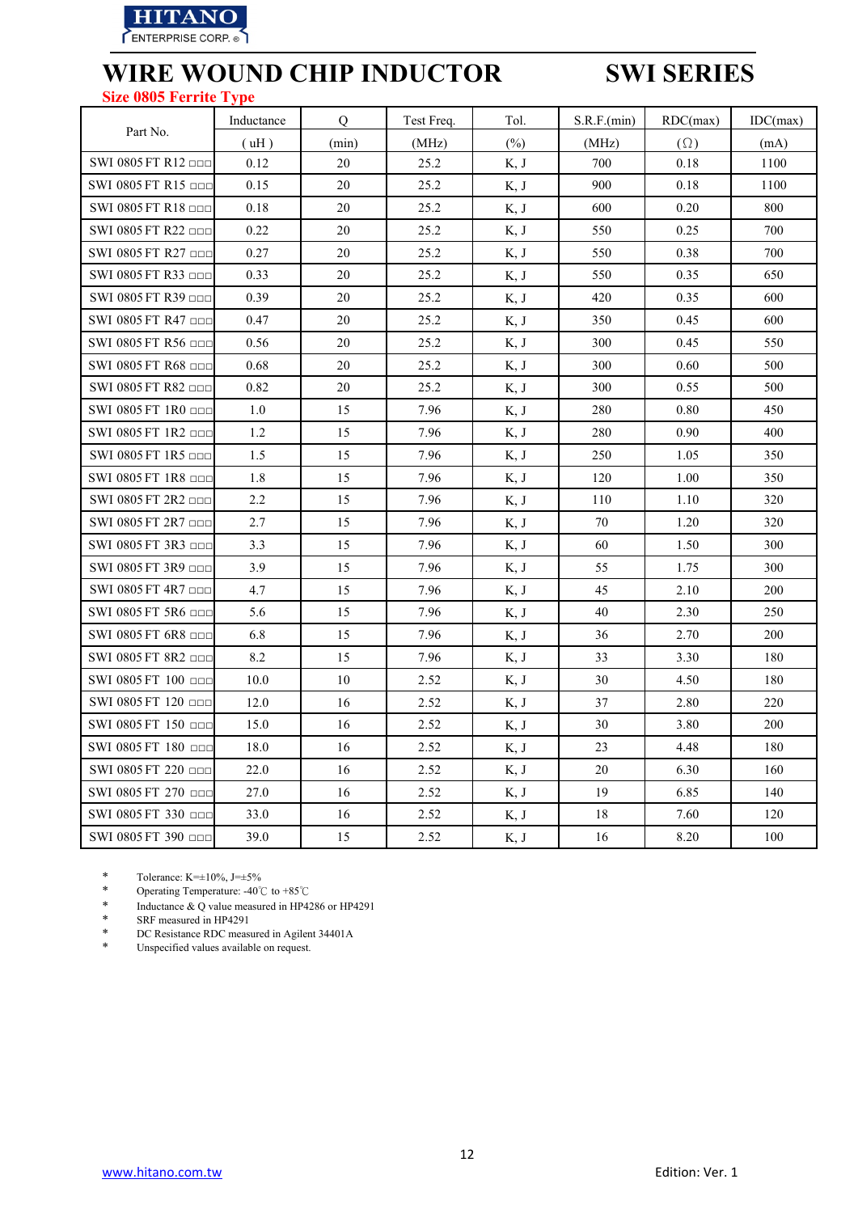HITANO ENTERPRISE CORP.

# WIRE WOUND CHIP INDUCTOR SWI SERIES

## Size 0805 Ferrite Type

| Part No. | Inductance ( uH ) | Q (min) | Test Freq. (MHz) | Tol. (%) | S.R.F.(min) (MHz) | RDC(max) (Ω) | IDC(max) (mA) |
|---|---|---|---|---|---|---|---|
| SWI 0805 FT R12 □□□ | 0.12 | 20 | 25.2 | K, J | 700 | 0.18 | 1100 |
| SWI 0805 FT R15 □□□ | 0.15 | 20 | 25.2 | K, J | 900 | 0.18 | 1100 |
| SWI 0805 FT R18 □□□ | 0.18 | 20 | 25.2 | K, J | 600 | 0.20 | 800 |
| SWI 0805 FT R22 □□□ | 0.22 | 20 | 25.2 | K, J | 550 | 0.25 | 700 |
| SWI 0805 FT R27 □□□ | 0.27 | 20 | 25.2 | K, J | 550 | 0.38 | 700 |
| SWI 0805 FT R33 □□□ | 0.33 | 20 | 25.2 | K, J | 550 | 0.35 | 650 |
| SWI 0805 FT R39 □□□ | 0.39 | 20 | 25.2 | K, J | 420 | 0.35 | 600 |
| SWI 0805 FT R47 □□□ | 0.47 | 20 | 25.2 | K, J | 350 | 0.45 | 600 |
| SWI 0805 FT R56 □□□ | 0.56 | 20 | 25.2 | K, J | 300 | 0.45 | 550 |
| SWI 0805 FT R68 □□□ | 0.68 | 20 | 25.2 | K, J | 300 | 0.60 | 500 |
| SWI 0805 FT R82 □□□ | 0.82 | 20 | 25.2 | K, J | 300 | 0.55 | 500 |
| SWI 0805 FT 1R0 □□□ | 1.0 | 15 | 7.96 | K, J | 280 | 0.80 | 450 |
| SWI 0805 FT 1R2 □□□ | 1.2 | 15 | 7.96 | K, J | 280 | 0.90 | 400 |
| SWI 0805 FT 1R5 □□□ | 1.5 | 15 | 7.96 | K, J | 250 | 1.05 | 350 |
| SWI 0805 FT 1R8 □□□ | 1.8 | 15 | 7.96 | K, J | 120 | 1.00 | 350 |
| SWI 0805 FT 2R2 □□□ | 2.2 | 15 | 7.96 | K, J | 110 | 1.10 | 320 |
| SWI 0805 FT 2R7 □□□ | 2.7 | 15 | 7.96 | K, J | 70 | 1.20 | 320 |
| SWI 0805 FT 3R3 □□□ | 3.3 | 15 | 7.96 | K, J | 60 | 1.50 | 300 |
| SWI 0805 FT 3R9 □□□ | 3.9 | 15 | 7.96 | K, J | 55 | 1.75 | 300 |
| SWI 0805 FT 4R7 □□□ | 4.7 | 15 | 7.96 | K, J | 45 | 2.10 | 200 |
| SWI 0805 FT 5R6 □□□ | 5.6 | 15 | 7.96 | K, J | 40 | 2.30 | 250 |
| SWI 0805 FT 6R8 □□□ | 6.8 | 15 | 7.96 | K, J | 36 | 2.70 | 200 |
| SWI 0805 FT 8R2 □□□ | 8.2 | 15 | 7.96 | K, J | 33 | 3.30 | 180 |
| SWI 0805 FT 100 □□□ | 10.0 | 10 | 2.52 | K, J | 30 | 4.50 | 180 |
| SWI 0805 FT 120 □□□ | 12.0 | 16 | 2.52 | K, J | 37 | 2.80 | 220 |
| SWI 0805 FT 150 □□□ | 15.0 | 16 | 2.52 | K, J | 30 | 3.80 | 200 |
| SWI 0805 FT 180 □□□ | 18.0 | 16 | 2.52 | K, J | 23 | 4.48 | 180 |
| SWI 0805 FT 220 □□□ | 22.0 | 16 | 2.52 | K, J | 20 | 6.30 | 160 |
| SWI 0805 FT 270 □□□ | 27.0 | 16 | 2.52 | K, J | 19 | 6.85 | 140 |
| SWI 0805 FT 330 □□□ | 33.0 | 16 | 2.52 | K, J | 18 | 7.60 | 120 |
| SWI 0805 FT 390 □□□ | 39.0 | 15 | 2.52 | K, J | 16 | 8.20 | 100 |

- * Tolerance: K=±10%, J=±5%
- * Operating Temperature: -40℃ to +85℃
- * Inductance & Q value measured in HP4286 or HP4291
- * SRF measured in HP4291
- * DC Resistance RDC measured in Agilent 34401A
- * Unspecified values available on request.

www.hitano.com.tw Edition: Ver. 1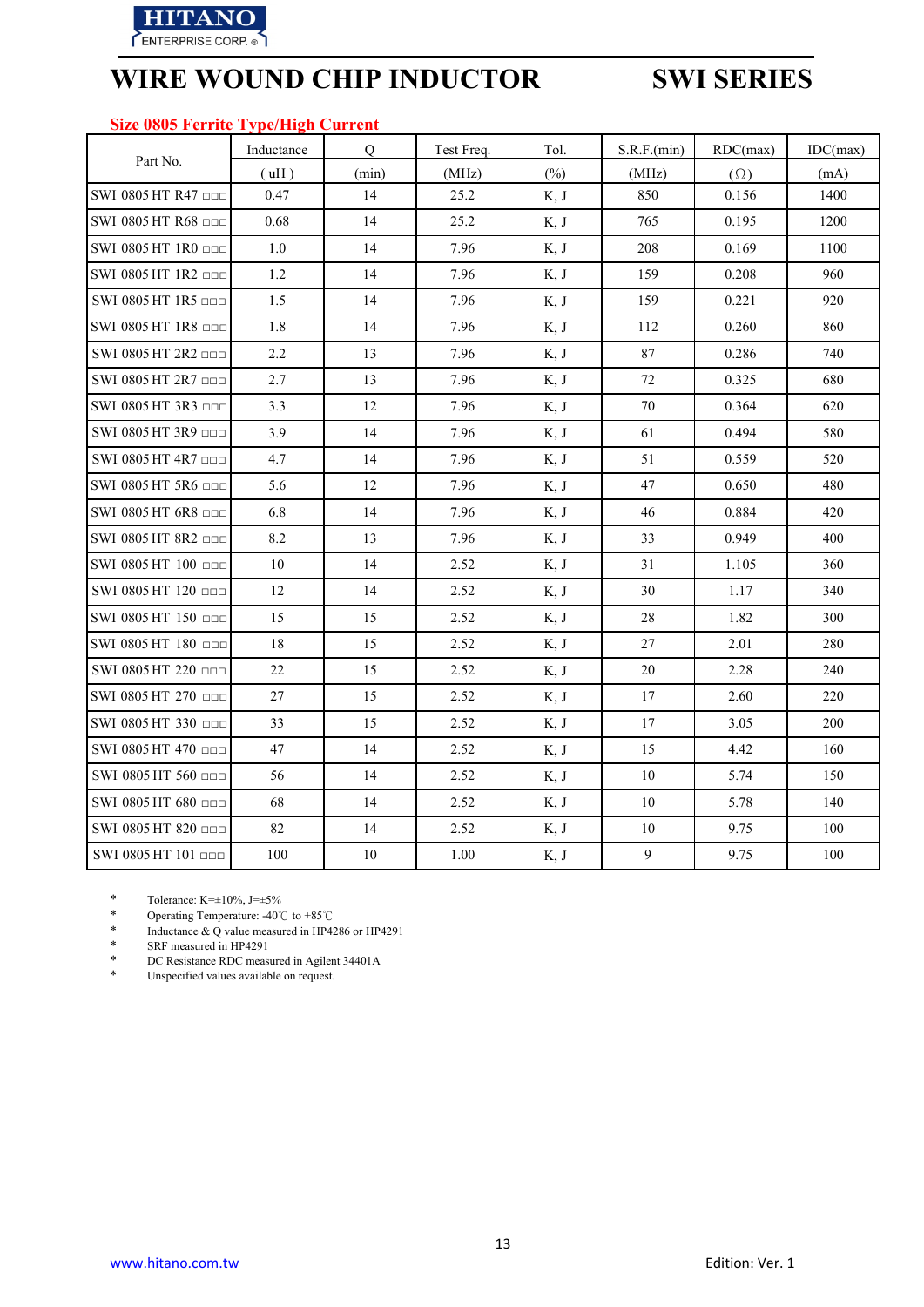# WIRE WOUND CHIP INDUCTOR SWI SERIES

## Size 0805 Ferrite Type/High Current

| Part No. | Inductance ( uH ) | Q (min) | Test Freq. (MHz) | Tol. (%) | S.R.F.(min) (MHz) | RDC(max) (Ω) | IDC(max) (mA) |
|---|---|---|---|---|---|---|---|
| SWI 0805 HT R47 □□□ | 0.47 | 14 | 25.2 | K, J | 850 | 0.156 | 1400 |
| SWI 0805 HT R68 □□□ | 0.68 | 14 | 25.2 | K, J | 765 | 0.195 | 1200 |
| SWI 0805 HT 1R0 □□□ | 1.0 | 14 | 7.96 | K, J | 208 | 0.169 | 1100 |
| SWI 0805 HT 1R2 □□□ | 1.2 | 14 | 7.96 | K, J | 159 | 0.208 | 960 |
| SWI 0805 HT 1R5 □□□ | 1.5 | 14 | 7.96 | K, J | 159 | 0.221 | 920 |
| SWI 0805 HT 1R8 □□□ | 1.8 | 14 | 7.96 | K, J | 112 | 0.260 | 860 |
| SWI 0805 HT 2R2 □□□ | 2.2 | 13 | 7.96 | K, J | 87 | 0.286 | 740 |
| SWI 0805 HT 2R7 □□□ | 2.7 | 13 | 7.96 | K, J | 72 | 0.325 | 680 |
| SWI 0805 HT 3R3 □□□ | 3.3 | 12 | 7.96 | K, J | 70 | 0.364 | 620 |
| SWI 0805 HT 3R9 □□□ | 3.9 | 14 | 7.96 | K, J | 61 | 0.494 | 580 |
| SWI 0805 HT 4R7 □□□ | 4.7 | 14 | 7.96 | K, J | 51 | 0.559 | 520 |
| SWI 0805 HT 5R6 □□□ | 5.6 | 12 | 7.96 | K, J | 47 | 0.650 | 480 |
| SWI 0805 HT 6R8 □□□ | 6.8 | 14 | 7.96 | K, J | 46 | 0.884 | 420 |
| SWI 0805 HT 8R2 □□□ | 8.2 | 13 | 7.96 | K, J | 33 | 0.949 | 400 |
| SWI 0805 HT 100 □□□ | 10 | 14 | 2.52 | K, J | 31 | 1.105 | 360 |
| SWI 0805 HT 120 □□□ | 12 | 14 | 2.52 | K, J | 30 | 1.17 | 340 |
| SWI 0805 HT 150 □□□ | 15 | 15 | 2.52 | K, J | 28 | 1.82 | 300 |
| SWI 0805 HT 180 □□□ | 18 | 15 | 2.52 | K, J | 27 | 2.01 | 280 |
| SWI 0805 HT 220 □□□ | 22 | 15 | 2.52 | K, J | 20 | 2.28 | 240 |
| SWI 0805 HT 270 □□□ | 27 | 15 | 2.52 | K, J | 17 | 2.60 | 220 |
| SWI 0805 HT 330 □□□ | 33 | 15 | 2.52 | K, J | 17 | 3.05 | 200 |
| SWI 0805 HT 470 □□□ | 47 | 14 | 2.52 | K, J | 15 | 4.42 | 160 |
| SWI 0805 HT 560 □□□ | 56 | 14 | 2.52 | K, J | 10 | 5.74 | 150 |
| SWI 0805 HT 680 □□□ | 68 | 14 | 2.52 | K, J | 10 | 5.78 | 140 |
| SWI 0805 HT 820 □□□ | 82 | 14 | 2.52 | K, J | 10 | 9.75 | 100 |
| SWI 0805 HT 101 □□□ | 100 | 10 | 1.00 | K, J | 9 | 9.75 | 100 |

- Tolerance: K=±10%, J=±5%
- Operating Temperature: -40℃ to +85℃
- Inductance & Q value measured in HP4286 or HP4291
- SRF measured in HP4291
- DC Resistance RDC measured in Agilent 34401A
- Unspecified values available on request.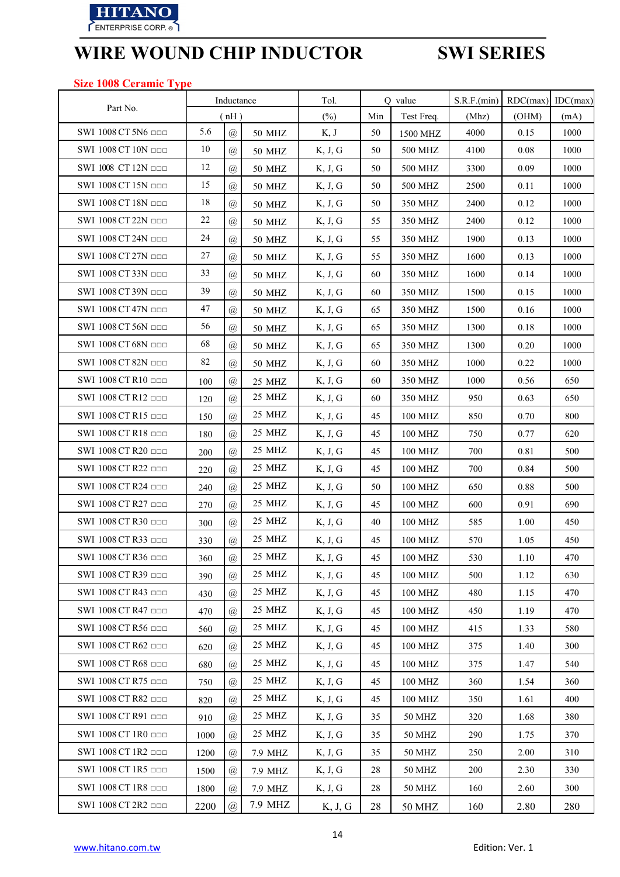HITANO ENTERPRISE CORP.

# WIRE WOUND CHIP INDUCTOR SWI SERIES

## Size 1008 Ceramic Type

| Part No. | Inductance | | | Tol. | Q value | | S.R.F.(min) | RDC(max) | IDC(max) |
|---|---|---|---|---|---|---|---|---|---|
| | ( nH ) | | | (%) | Min | Test Freq. | (Mhz) | (OHM) | (mA) |
| SWI 1008 CT 5N6 □□□ | 5.6 | @ | 50 MHZ | K, J | 50 | 1500 MHZ | 4000 | 0.15 | 1000 |
| SWI 1008 CT 10N □□□ | 10 | @ | 50 MHZ | K, J, G | 50 | 500 MHZ | 4100 | 0.08 | 1000 |
| SWI 1008 CT 12N □□□ | 12 | @ | 50 MHZ | K, J, G | 50 | 500 MHZ | 3300 | 0.09 | 1000 |
| SWI 1008 CT 15N □□□ | 15 | @ | 50 MHZ | K, J, G | 50 | 500 MHZ | 2500 | 0.11 | 1000 |
| SWI 1008 CT 18N □□□ | 18 | @ | 50 MHZ | K, J, G | 50 | 350 MHZ | 2400 | 0.12 | 1000 |
| SWI 1008 CT 22N □□□ | 22 | @ | 50 MHZ | K, J, G | 55 | 350 MHZ | 2400 | 0.12 | 1000 |
| SWI 1008 CT 24N □□□ | 24 | @ | 50 MHZ | K, J, G | 55 | 350 MHZ | 1900 | 0.13 | 1000 |
| SWI 1008 CT 27N □□□ | 27 | @ | 50 MHZ | K, J, G | 55 | 350 MHZ | 1600 | 0.13 | 1000 |
| SWI 1008 CT 33N □□□ | 33 | @ | 50 MHZ | K, J, G | 60 | 350 MHZ | 1600 | 0.14 | 1000 |
| SWI 1008 CT 39N □□□ | 39 | @ | 50 MHZ | K, J, G | 60 | 350 MHZ | 1500 | 0.15 | 1000 |
| SWI 1008 CT 47N □□□ | 47 | @ | 50 MHZ | K, J, G | 65 | 350 MHZ | 1500 | 0.16 | 1000 |
| SWI 1008 CT 56N □□□ | 56 | @ | 50 MHZ | K, J, G | 65 | 350 MHZ | 1300 | 0.18 | 1000 |
| SWI 1008 CT 68N □□□ | 68 | @ | 50 MHZ | K, J, G | 65 | 350 MHZ | 1300 | 0.20 | 1000 |
| SWI 1008 CT 82N □□□ | 82 | @ | 50 MHZ | K, J, G | 60 | 350 MHZ | 1000 | 0.22 | 1000 |
| SWI 1008 CT R10 □□□ | 100 | @ | 25 MHZ | K, J, G | 60 | 350 MHZ | 1000 | 0.56 | 650 |
| SWI 1008 CT R12 □□□ | 120 | @ | 25 MHZ | K, J, G | 60 | 350 MHZ | 950 | 0.63 | 650 |
| SWI 1008 CT R15 □□□ | 150 | @ | 25 MHZ | K, J, G | 45 | 100 MHZ | 850 | 0.70 | 800 |
| SWI 1008 CT R18 □□□ | 180 | @ | 25 MHZ | K, J, G | 45 | 100 MHZ | 750 | 0.77 | 620 |
| SWI 1008 CT R20 □□□ | 200 | @ | 25 MHZ | K, J, G | 45 | 100 MHZ | 700 | 0.81 | 500 |
| SWI 1008 CT R22 □□□ | 220 | @ | 25 MHZ | K, J, G | 45 | 100 MHZ | 700 | 0.84 | 500 |
| SWI 1008 CT R24 □□□ | 240 | @ | 25 MHZ | K, J, G | 50 | 100 MHZ | 650 | 0.88 | 500 |
| SWI 1008 CT R27 □□□ | 270 | @ | 25 MHZ | K, J, G | 45 | 100 MHZ | 600 | 0.91 | 690 |
| SWI 1008 CT R30 □□□ | 300 | @ | 25 MHZ | K, J, G | 40 | 100 MHZ | 585 | 1.00 | 450 |
| SWI 1008 CT R33 □□□ | 330 | @ | 25 MHZ | K, J, G | 45 | 100 MHZ | 570 | 1.05 | 450 |
| SWI 1008 CT R36 □□□ | 360 | @ | 25 MHZ | K, J, G | 45 | 100 MHZ | 530 | 1.10 | 470 |
| SWI 1008 CT R39 □□□ | 390 | @ | 25 MHZ | K, J, G | 45 | 100 MHZ | 500 | 1.12 | 630 |
| SWI 1008 CT R43 □□□ | 430 | @ | 25 MHZ | K, J, G | 45 | 100 MHZ | 480 | 1.15 | 470 |
| SWI 1008 CT R47 □□□ | 470 | @ | 25 MHZ | K, J, G | 45 | 100 MHZ | 450 | 1.19 | 470 |
| SWI 1008 CT R56 □□□ | 560 | @ | 25 MHZ | K, J, G | 45 | 100 MHZ | 415 | 1.33 | 580 |
| SWI 1008 CT R62 □□□ | 620 | @ | 25 MHZ | K, J, G | 45 | 100 MHZ | 375 | 1.40 | 300 |
| SWI 1008 CT R68 □□□ | 680 | @ | 25 MHZ | K, J, G | 45 | 100 MHZ | 375 | 1.47 | 540 |
| SWI 1008 CT R75 □□□ | 750 | @ | 25 MHZ | K, J, G | 45 | 100 MHZ | 360 | 1.54 | 360 |
| SWI 1008 CT R82 □□□ | 820 | @ | 25 MHZ | K, J, G | 45 | 100 MHZ | 350 | 1.61 | 400 |
| SWI 1008 CT R91 □□□ | 910 | @ | 25 MHZ | K, J, G | 35 | 50 MHZ | 320 | 1.68 | 380 |
| SWI 1008 CT 1R0 □□□ | 1000 | @ | 25 MHZ | K, J, G | 35 | 50 MHZ | 290 | 1.75 | 370 |
| SWI 1008 CT 1R2 □□□ | 1200 | @ | 7.9 MHZ | K, J, G | 35 | 50 MHZ | 250 | 2.00 | 310 |
| SWI 1008 CT 1R5 □□□ | 1500 | @ | 7.9 MHZ | K, J, G | 28 | 50 MHZ | 200 | 2.30 | 330 |
| SWI 1008 CT 1R8 □□□ | 1800 | @ | 7.9 MHZ | K, J, G | 28 | 50 MHZ | 160 | 2.60 | 300 |
| SWI 1008 CT 2R2 □□□ | 2200 | @ | 7.9 MHZ | K, J, G | 28 | 50 MHZ | 160 | 2.80 | 280 |

www.hitano.com.tw

Edition: Ver. 1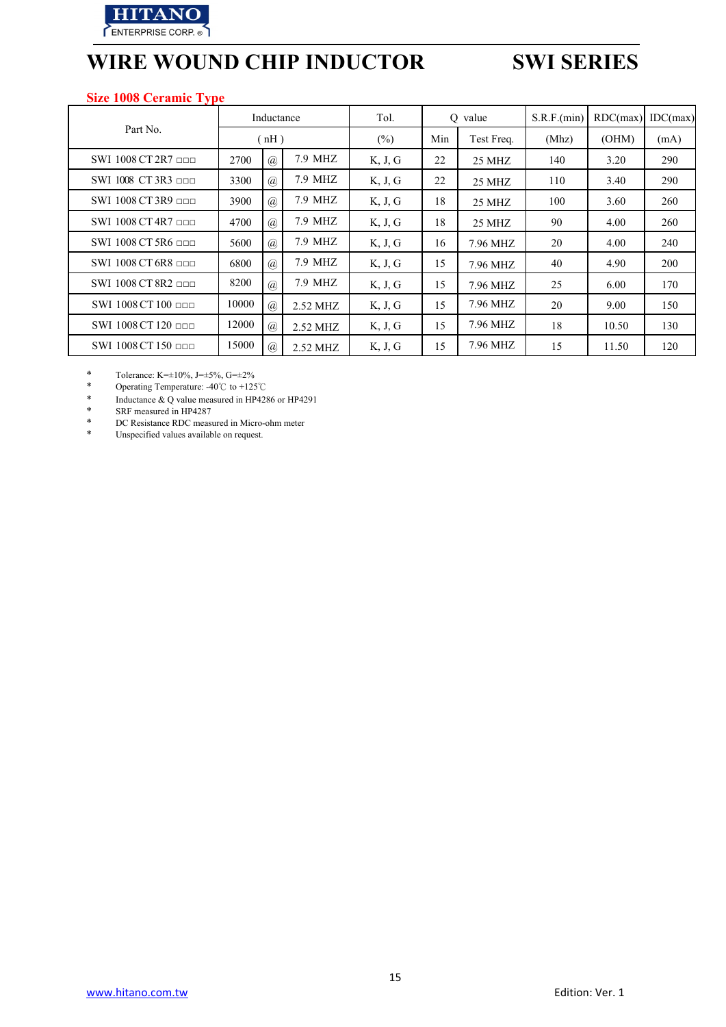HITANO ENTERPRISE CORP.

# WIRE WOUND CHIP INDUCTOR SWI SERIES

## Size 1008 Ceramic Type

| Part No. | Inductance | | | Tol. | Q value | | S.R.F.(min) | RDC(max) | IDC(max) |
|---|---|---|---|---|---|---|---|---|---|
| | ( nH ) | | | (%) | Min | Test Freq. | (Mhz) | (OHM) | (mA) |
| SWI 1008 CT 2R7 □□□ | 2700 | @ | 7.9 MHZ | K, J, G | 22 | 25 MHZ | 140 | 3.20 | 290 |
| SWI 1008 CT 3R3 □□□ | 3300 | @ | 7.9 MHZ | K, J, G | 22 | 25 MHZ | 110 | 3.40 | 290 |
| SWI 1008 CT 3R9 □□□ | 3900 | @ | 7.9 MHZ | K, J, G | 18 | 25 MHZ | 100 | 3.60 | 260 |
| SWI 1008 CT 4R7 □□□ | 4700 | @ | 7.9 MHZ | K, J, G | 18 | 25 MHZ | 90 | 4.00 | 260 |
| SWI 1008 CT 5R6 □□□ | 5600 | @ | 7.9 MHZ | K, J, G | 16 | 7.96 MHZ | 20 | 4.00 | 240 |
| SWI 1008 CT 6R8 □□□ | 6800 | @ | 7.9 MHZ | K, J, G | 15 | 7.96 MHZ | 40 | 4.90 | 200 |
| SWI 1008 CT 8R2 □□□ | 8200 | @ | 7.9 MHZ | K, J, G | 15 | 7.96 MHZ | 25 | 6.00 | 170 |
| SWI 1008 CT 100 □□□ | 10000 | @ | 2.52 MHZ | K, J, G | 15 | 7.96 MHZ | 20 | 9.00 | 150 |
| SWI 1008 CT 120 □□□ | 12000 | @ | 2.52 MHZ | K, J, G | 15 | 7.96 MHZ | 18 | 10.50 | 130 |
| SWI 1008 CT 150 □□□ | 15000 | @ | 2.52 MHZ | K, J, G | 15 | 7.96 MHZ | 15 | 11.50 | 120 |

- Tolerance: K=±10%, J=±5%, G=±2%
- Operating Temperature: -40℃ to +125℃
- Inductance & Q value measured in HP4286 or HP4291
- SRF measured in HP4287
- DC Resistance RDC measured in Micro-ohm meter
- Unspecified values available on request.

www.hitano.com.tw Edition: Ver. 1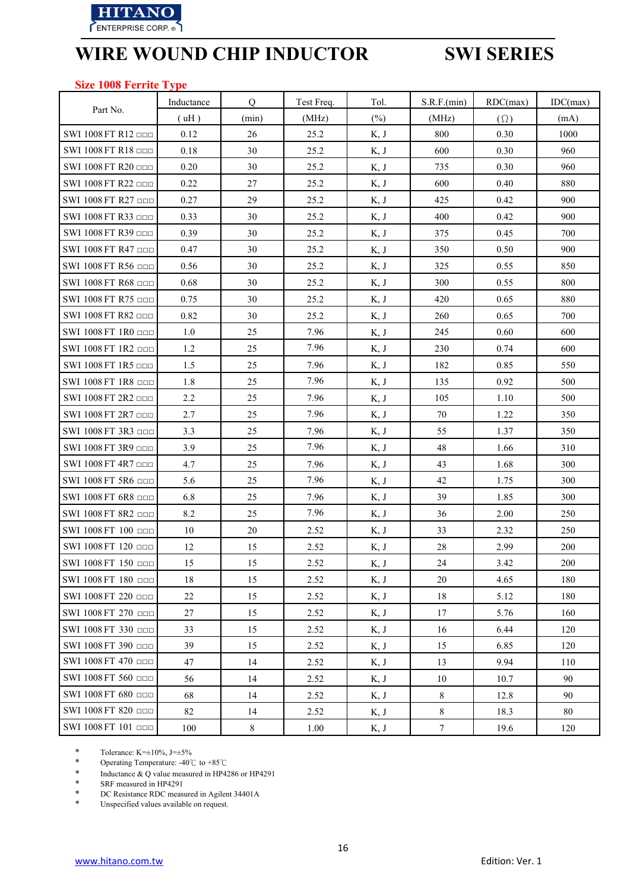HITANO ENTERPRISE CORP.

# WIRE WOUND CHIP INDUCTOR　　SWI SERIES

## Size 1008 Ferrite Type

| Part No. | Inductance ( uH ) | Q (min) | Test Freq. (MHz) | Tol. (%) | S.R.F.(min) (MHz) | RDC(max) (Ω) | IDC(max) (mA) |
|---|---|---|---|---|---|---|---|
| SWI 1008 FT R12 □□□ | 0.12 | 26 | 25.2 | K, J | 800 | 0.30 | 1000 |
| SWI 1008 FT R18 □□□ | 0.18 | 30 | 25.2 | K, J | 600 | 0.30 | 960 |
| SWI 1008 FT R20 □□□ | 0.20 | 30 | 25.2 | K, J | 735 | 0.30 | 960 |
| SWI 1008 FT R22 □□□ | 0.22 | 27 | 25.2 | K, J | 600 | 0.40 | 880 |
| SWI 1008 FT R27 □□□ | 0.27 | 29 | 25.2 | K, J | 425 | 0.42 | 900 |
| SWI 1008 FT R33 □□□ | 0.33 | 30 | 25.2 | K, J | 400 | 0.42 | 900 |
| SWI 1008 FT R39 □□□ | 0.39 | 30 | 25.2 | K, J | 375 | 0.45 | 700 |
| SWI 1008 FT R47 □□□ | 0.47 | 30 | 25.2 | K, J | 350 | 0.50 | 900 |
| SWI 1008 FT R56 □□□ | 0.56 | 30 | 25.2 | K, J | 325 | 0.55 | 850 |
| SWI 1008 FT R68 □□□ | 0.68 | 30 | 25.2 | K, J | 300 | 0.55 | 800 |
| SWI 1008 FT R75 □□□ | 0.75 | 30 | 25.2 | K, J | 420 | 0.65 | 880 |
| SWI 1008 FT R82 □□□ | 0.82 | 30 | 25.2 | K, J | 260 | 0.65 | 700 |
| SWI 1008 FT 1R0 □□□ | 1.0 | 25 | 7.96 | K, J | 245 | 0.60 | 600 |
| SWI 1008 FT 1R2 □□□ | 1.2 | 25 | 7.96 | K, J | 230 | 0.74 | 600 |
| SWI 1008 FT 1R5 □□□ | 1.5 | 25 | 7.96 | K, J | 182 | 0.85 | 550 |
| SWI 1008 FT 1R8 □□□ | 1.8 | 25 | 7.96 | K, J | 135 | 0.92 | 500 |
| SWI 1008 FT 2R2 □□□ | 2.2 | 25 | 7.96 | K, J | 105 | 1.10 | 500 |
| SWI 1008 FT 2R7 □□□ | 2.7 | 25 | 7.96 | K, J | 70 | 1.22 | 350 |
| SWI 1008 FT 3R3 □□□ | 3.3 | 25 | 7.96 | K, J | 55 | 1.37 | 350 |
| SWI 1008 FT 3R9 □□□ | 3.9 | 25 | 7.96 | K, J | 48 | 1.66 | 310 |
| SWI 1008 FT 4R7 □□□ | 4.7 | 25 | 7.96 | K, J | 43 | 1.68 | 300 |
| SWI 1008 FT 5R6 □□□ | 5.6 | 25 | 7.96 | K, J | 42 | 1.75 | 300 |
| SWI 1008 FT 6R8 □□□ | 6.8 | 25 | 7.96 | K, J | 39 | 1.85 | 300 |
| SWI 1008 FT 8R2 □□□ | 8.2 | 25 | 7.96 | K, J | 36 | 2.00 | 250 |
| SWI 1008 FT 100 □□□ | 10 | 20 | 2.52 | K, J | 33 | 2.32 | 250 |
| SWI 1008 FT 120 □□□ | 12 | 15 | 2.52 | K, J | 28 | 2.99 | 200 |
| SWI 1008 FT 150 □□□ | 15 | 15 | 2.52 | K, J | 24 | 3.42 | 200 |
| SWI 1008 FT 180 □□□ | 18 | 15 | 2.52 | K, J | 20 | 4.65 | 180 |
| SWI 1008 FT 220 □□□ | 22 | 15 | 2.52 | K, J | 18 | 5.12 | 180 |
| SWI 1008 FT 270 □□□ | 27 | 15 | 2.52 | K, J | 17 | 5.76 | 160 |
| SWI 1008 FT 330 □□□ | 33 | 15 | 2.52 | K, J | 16 | 6.44 | 120 |
| SWI 1008 FT 390 □□□ | 39 | 15 | 2.52 | K, J | 15 | 6.85 | 120 |
| SWI 1008 FT 470 □□□ | 47 | 14 | 2.52 | K, J | 13 | 9.94 | 110 |
| SWI 1008 FT 560 □□□ | 56 | 14 | 2.52 | K, J | 10 | 10.7 | 90 |
| SWI 1008 FT 680 □□□ | 68 | 14 | 2.52 | K, J | 8 | 12.8 | 90 |
| SWI 1008 FT 820 □□□ | 82 | 14 | 2.52 | K, J | 8 | 18.3 | 80 |
| SWI 1008 FT 101 □□□ | 100 | 8 | 1.00 | K, J | 7 | 19.6 | 120 |

* Tolerance: K=±10%, J=±5%
* Operating Temperature: -40℃ to +85℃
* Inductance & Q value measured in HP4286 or HP4291
* SRF measured in HP4291
* DC Resistance RDC measured in Agilent 34401A
* Unspecified values available on request.

www.hitano.com.tw　　Edition: Ver. 1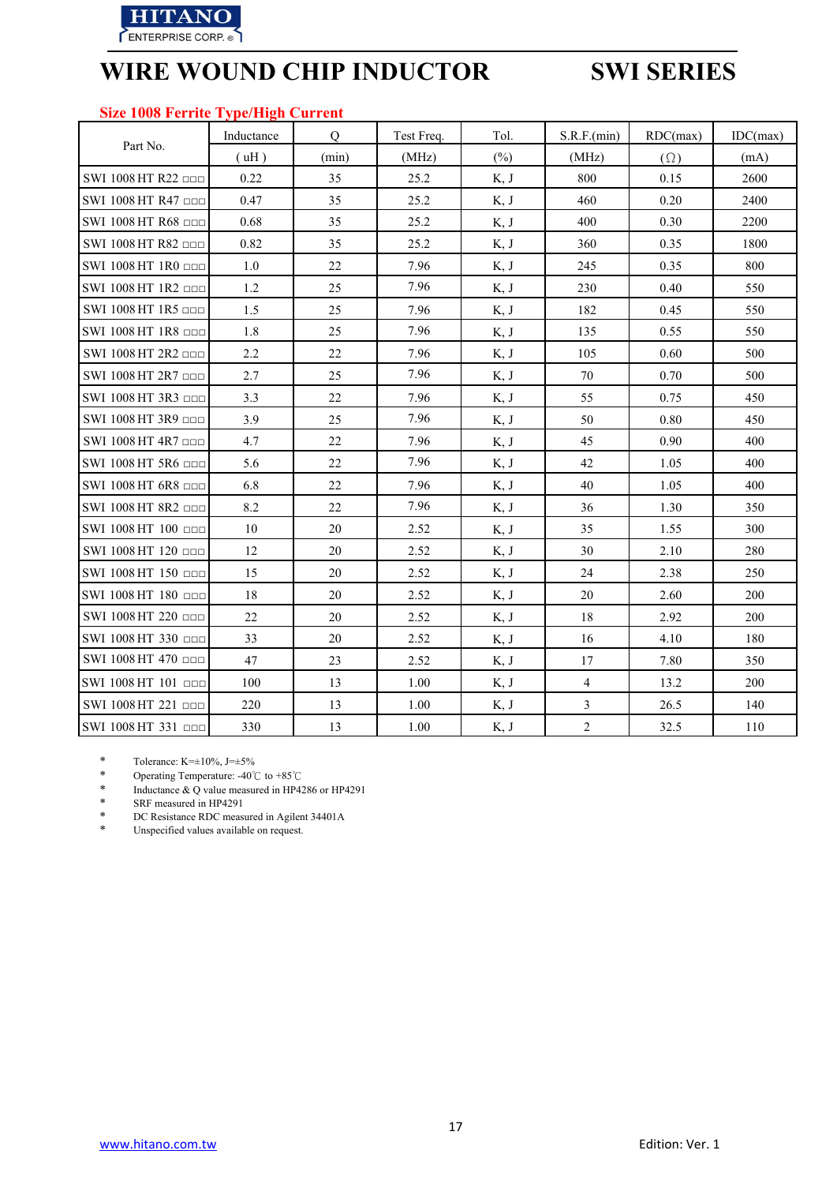# WIRE WOUND CHIP INDUCTOR SWI SERIES

## Size 1008 Ferrite Type/High Current

| Part No. | Inductance ( uH ) | Q (min) | Test Freq. (MHz) | Tol. (%) | S.R.F.(min) (MHz) | RDC(max) (Ω) | IDC(max) (mA) |
|---|---|---|---|---|---|---|---|
| SWI 1008 HT R22 □□□ | 0.22 | 35 | 25.2 | K, J | 800 | 0.15 | 2600 |
| SWI 1008 HT R47 □□□ | 0.47 | 35 | 25.2 | K, J | 460 | 0.20 | 2400 |
| SWI 1008 HT R68 □□□ | 0.68 | 35 | 25.2 | K, J | 400 | 0.30 | 2200 |
| SWI 1008 HT R82 □□□ | 0.82 | 35 | 25.2 | K, J | 360 | 0.35 | 1800 |
| SWI 1008 HT 1R0 □□□ | 1.0 | 22 | 7.96 | K, J | 245 | 0.35 | 800 |
| SWI 1008 HT 1R2 □□□ | 1.2 | 25 | 7.96 | K, J | 230 | 0.40 | 550 |
| SWI 1008 HT 1R5 □□□ | 1.5 | 25 | 7.96 | K, J | 182 | 0.45 | 550 |
| SWI 1008 HT 1R8 □□□ | 1.8 | 25 | 7.96 | K, J | 135 | 0.55 | 550 |
| SWI 1008 HT 2R2 □□□ | 2.2 | 22 | 7.96 | K, J | 105 | 0.60 | 500 |
| SWI 1008 HT 2R7 □□□ | 2.7 | 25 | 7.96 | K, J | 70 | 0.70 | 500 |
| SWI 1008 HT 3R3 □□□ | 3.3 | 22 | 7.96 | K, J | 55 | 0.75 | 450 |
| SWI 1008 HT 3R9 □□□ | 3.9 | 25 | 7.96 | K, J | 50 | 0.80 | 450 |
| SWI 1008 HT 4R7 □□□ | 4.7 | 22 | 7.96 | K, J | 45 | 0.90 | 400 |
| SWI 1008 HT 5R6 □□□ | 5.6 | 22 | 7.96 | K, J | 42 | 1.05 | 400 |
| SWI 1008 HT 6R8 □□□ | 6.8 | 22 | 7.96 | K, J | 40 | 1.05 | 400 |
| SWI 1008 HT 8R2 □□□ | 8.2 | 22 | 7.96 | K, J | 36 | 1.30 | 350 |
| SWI 1008 HT 100 □□□ | 10 | 20 | 2.52 | K, J | 35 | 1.55 | 300 |
| SWI 1008 HT 120 □□□ | 12 | 20 | 2.52 | K, J | 30 | 2.10 | 280 |
| SWI 1008 HT 150 □□□ | 15 | 20 | 2.52 | K, J | 24 | 2.38 | 250 |
| SWI 1008 HT 180 □□□ | 18 | 20 | 2.52 | K, J | 20 | 2.60 | 200 |
| SWI 1008 HT 220 □□□ | 22 | 20 | 2.52 | K, J | 18 | 2.92 | 200 |
| SWI 1008 HT 330 □□□ | 33 | 20 | 2.52 | K, J | 16 | 4.10 | 180 |
| SWI 1008 HT 470 □□□ | 47 | 23 | 2.52 | K, J | 17 | 7.80 | 350 |
| SWI 1008 HT 101 □□□ | 100 | 13 | 1.00 | K, J | 4 | 13.2 | 200 |
| SWI 1008 HT 221 □□□ | 220 | 13 | 1.00 | K, J | 3 | 26.5 | 140 |
| SWI 1008 HT 331 □□□ | 330 | 13 | 1.00 | K, J | 2 | 32.5 | 110 |

* Tolerance: K=±10%, J=±5%
* Operating Temperature: -40℃ to +85℃
* Inductance & Q value measured in HP4286 or HP4291
* SRF measured in HP4291
* DC Resistance RDC measured in Agilent 34401A
* Unspecified values available on request.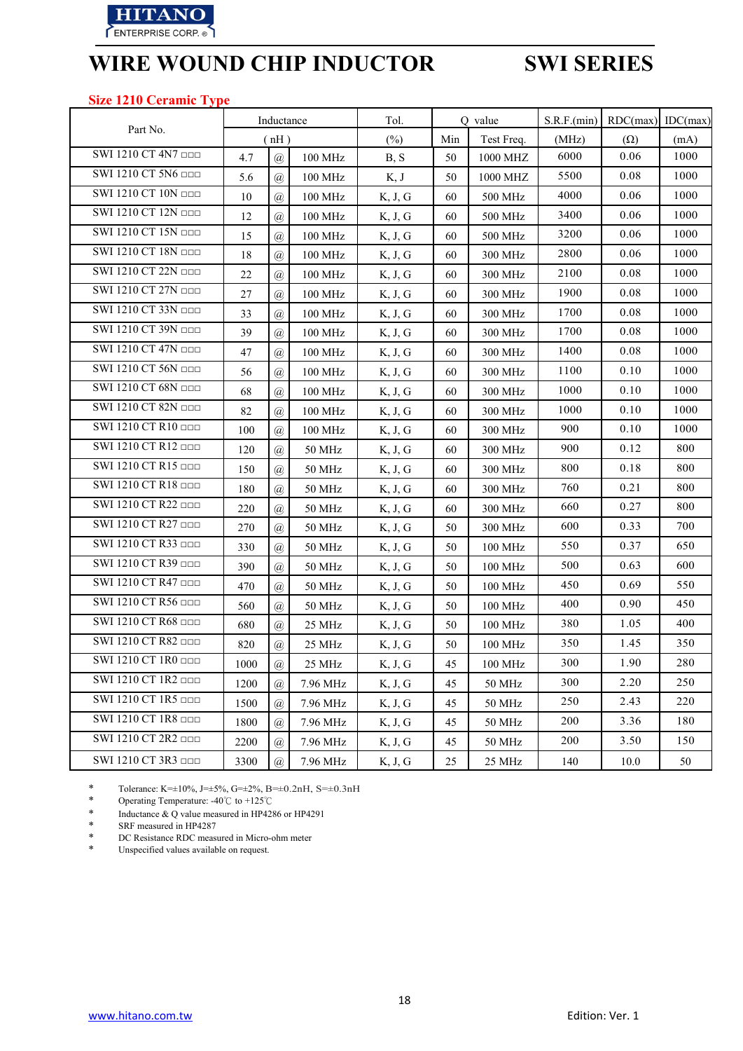HITANO ENTERPRISE CORP.

# WIRE WOUND CHIP INDUCTOR SWI SERIES

## Size 1210 Ceramic Type

| Part No. | Inductance | | | Tol. | Q value | | S.R.F.(min) | RDC(max) | IDC(max) |
|---|---|---|---|---|---|---|---|---|---|
| | ( nH ) | | | (%) | Min | Test Freq. | (MHz) | (Ω) | (mA) |
| SWI 1210 CT 4N7 □□□ | 4.7 | @ | 100 MHz | B, S | 50 | 1000 MHZ | 6000 | 0.06 | 1000 |
| SWI 1210 CT 5N6 □□□ | 5.6 | @ | 100 MHz | K, J | 50 | 1000 MHZ | 5500 | 0.08 | 1000 |
| SWI 1210 CT 10N □□□ | 10 | @ | 100 MHz | K, J, G | 60 | 500 MHz | 4000 | 0.06 | 1000 |
| SWI 1210 CT 12N □□□ | 12 | @ | 100 MHz | K, J, G | 60 | 500 MHz | 3400 | 0.06 | 1000 |
| SWI 1210 CT 15N □□□ | 15 | @ | 100 MHz | K, J, G | 60 | 500 MHz | 3200 | 0.06 | 1000 |
| SWI 1210 CT 18N □□□ | 18 | @ | 100 MHz | K, J, G | 60 | 300 MHz | 2800 | 0.06 | 1000 |
| SWI 1210 CT 22N □□□ | 22 | @ | 100 MHz | K, J, G | 60 | 300 MHz | 2100 | 0.08 | 1000 |
| SWI 1210 CT 27N □□□ | 27 | @ | 100 MHz | K, J, G | 60 | 300 MHz | 1900 | 0.08 | 1000 |
| SWI 1210 CT 33N □□□ | 33 | @ | 100 MHz | K, J, G | 60 | 300 MHz | 1700 | 0.08 | 1000 |
| SWI 1210 CT 39N □□□ | 39 | @ | 100 MHz | K, J, G | 60 | 300 MHz | 1700 | 0.08 | 1000 |
| SWI 1210 CT 47N □□□ | 47 | @ | 100 MHz | K, J, G | 60 | 300 MHz | 1400 | 0.08 | 1000 |
| SWI 1210 CT 56N □□□ | 56 | @ | 100 MHz | K, J, G | 60 | 300 MHz | 1100 | 0.10 | 1000 |
| SWI 1210 CT 68N □□□ | 68 | @ | 100 MHz | K, J, G | 60 | 300 MHz | 1000 | 0.10 | 1000 |
| SWI 1210 CT 82N □□□ | 82 | @ | 100 MHz | K, J, G | 60 | 300 MHz | 1000 | 0.10 | 1000 |
| SWI 1210 CT R10 □□□ | 100 | @ | 100 MHz | K, J, G | 60 | 300 MHz | 900 | 0.10 | 1000 |
| SWI 1210 CT R12 □□□ | 120 | @ | 50 MHz | K, J, G | 60 | 300 MHz | 900 | 0.12 | 800 |
| SWI 1210 CT R15 □□□ | 150 | @ | 50 MHz | K, J, G | 60 | 300 MHz | 800 | 0.18 | 800 |
| SWI 1210 CT R18 □□□ | 180 | @ | 50 MHz | K, J, G | 60 | 300 MHz | 760 | 0.21 | 800 |
| SWI 1210 CT R22 □□□ | 220 | @ | 50 MHz | K, J, G | 60 | 300 MHz | 660 | 0.27 | 800 |
| SWI 1210 CT R27 □□□ | 270 | @ | 50 MHz | K, J, G | 50 | 300 MHz | 600 | 0.33 | 700 |
| SWI 1210 CT R33 □□□ | 330 | @ | 50 MHz | K, J, G | 50 | 100 MHz | 550 | 0.37 | 650 |
| SWI 1210 CT R39 □□□ | 390 | @ | 50 MHz | K, J, G | 50 | 100 MHz | 500 | 0.63 | 600 |
| SWI 1210 CT R47 □□□ | 470 | @ | 50 MHz | K, J, G | 50 | 100 MHz | 450 | 0.69 | 550 |
| SWI 1210 CT R56 □□□ | 560 | @ | 50 MHz | K, J, G | 50 | 100 MHz | 400 | 0.90 | 450 |
| SWI 1210 CT R68 □□□ | 680 | @ | 25 MHz | K, J, G | 50 | 100 MHz | 380 | 1.05 | 400 |
| SWI 1210 CT R82 □□□ | 820 | @ | 25 MHz | K, J, G | 50 | 100 MHz | 350 | 1.45 | 350 |
| SWI 1210 CT 1R0 □□□ | 1000 | @ | 25 MHz | K, J, G | 45 | 100 MHz | 300 | 1.90 | 280 |
| SWI 1210 CT 1R2 □□□ | 1200 | @ | 7.96 MHz | K, J, G | 45 | 50 MHz | 300 | 2.20 | 250 |
| SWI 1210 CT 1R5 □□□ | 1500 | @ | 7.96 MHz | K, J, G | 45 | 50 MHz | 250 | 2.43 | 220 |
| SWI 1210 CT 1R8 □□□ | 1800 | @ | 7.96 MHz | K, J, G | 45 | 50 MHz | 200 | 3.36 | 180 |
| SWI 1210 CT 2R2 □□□ | 2200 | @ | 7.96 MHz | K, J, G | 45 | 50 MHz | 200 | 3.50 | 150 |
| SWI 1210 CT 3R3 □□□ | 3300 | @ | 7.96 MHz | K, J, G | 25 | 25 MHz | 140 | 10.0 | 50 |

* Tolerance: K=±10%, J=±5%, G=±2%, B=±0.2nH, S=±0.3nH
* Operating Temperature: -40℃ to +125℃
* Inductance & Q value measured in HP4286 or HP4291
* SRF measured in HP4287
* DC Resistance RDC measured in Micro-ohm meter
* Unspecified values available on request.

www.hitano.com.tw Edition: Ver. 1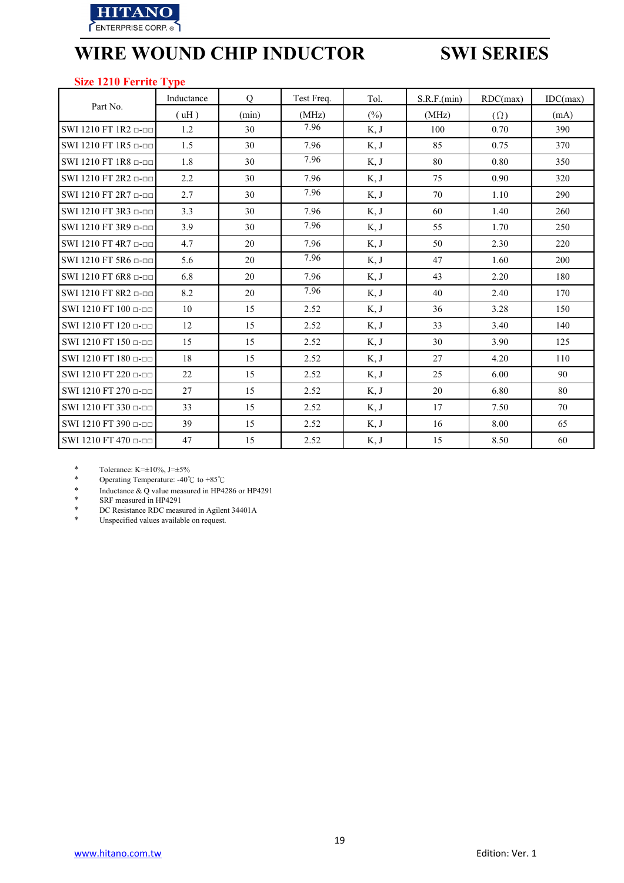# WIRE WOUND CHIP INDUCTOR SWI SERIES

## Size 1210 Ferrite Type

| Part No. | Inductance | Q | Test Freq. | Tol. | S.R.F.(min) | RDC(max) | IDC(max) |
|---|---|---|---|---|---|---|---|
| | ( uH ) | (min) | (MHz) | (%) | (MHz) | (Ω) | (mA) |
| SWI 1210 FT 1R2 □-□□ | 1.2 | 30 | 7.96 | K, J | 100 | 0.70 | 390 |
| SWI 1210 FT 1R5 □-□□ | 1.5 | 30 | 7.96 | K, J | 85 | 0.75 | 370 |
| SWI 1210 FT 1R8 □-□□ | 1.8 | 30 | 7.96 | K, J | 80 | 0.80 | 350 |
| SWI 1210 FT 2R2 □-□□ | 2.2 | 30 | 7.96 | K, J | 75 | 0.90 | 320 |
| SWI 1210 FT 2R7 □-□□ | 2.7 | 30 | 7.96 | K, J | 70 | 1.10 | 290 |
| SWI 1210 FT 3R3 □-□□ | 3.3 | 30 | 7.96 | K, J | 60 | 1.40 | 260 |
| SWI 1210 FT 3R9 □-□□ | 3.9 | 30 | 7.96 | K, J | 55 | 1.70 | 250 |
| SWI 1210 FT 4R7 □-□□ | 4.7 | 20 | 7.96 | K, J | 50 | 2.30 | 220 |
| SWI 1210 FT 5R6 □-□□ | 5.6 | 20 | 7.96 | K, J | 47 | 1.60 | 200 |
| SWI 1210 FT 6R8 □-□□ | 6.8 | 20 | 7.96 | K, J | 43 | 2.20 | 180 |
| SWI 1210 FT 8R2 □-□□ | 8.2 | 20 | 7.96 | K, J | 40 | 2.40 | 170 |
| SWI 1210 FT 100 □-□□ | 10 | 15 | 2.52 | K, J | 36 | 3.28 | 150 |
| SWI 1210 FT 120 □-□□ | 12 | 15 | 2.52 | K, J | 33 | 3.40 | 140 |
| SWI 1210 FT 150 □-□□ | 15 | 15 | 2.52 | K, J | 30 | 3.90 | 125 |
| SWI 1210 FT 180 □-□□ | 18 | 15 | 2.52 | K, J | 27 | 4.20 | 110 |
| SWI 1210 FT 220 □-□□ | 22 | 15 | 2.52 | K, J | 25 | 6.00 | 90 |
| SWI 1210 FT 270 □-□□ | 27 | 15 | 2.52 | K, J | 20 | 6.80 | 80 |
| SWI 1210 FT 330 □-□□ | 33 | 15 | 2.52 | K, J | 17 | 7.50 | 70 |
| SWI 1210 FT 390 □-□□ | 39 | 15 | 2.52 | K, J | 16 | 8.00 | 65 |
| SWI 1210 FT 470 □-□□ | 47 | 15 | 2.52 | K, J | 15 | 8.50 | 60 |

- Tolerance: K=±10%, J=±5%
- Operating Temperature: -40℃ to +85℃
- Inductance & Q value measured in HP4286 or HP4291
- SRF measured in HP4291
- DC Resistance RDC measured in Agilent 34401A
- Unspecified values available on request.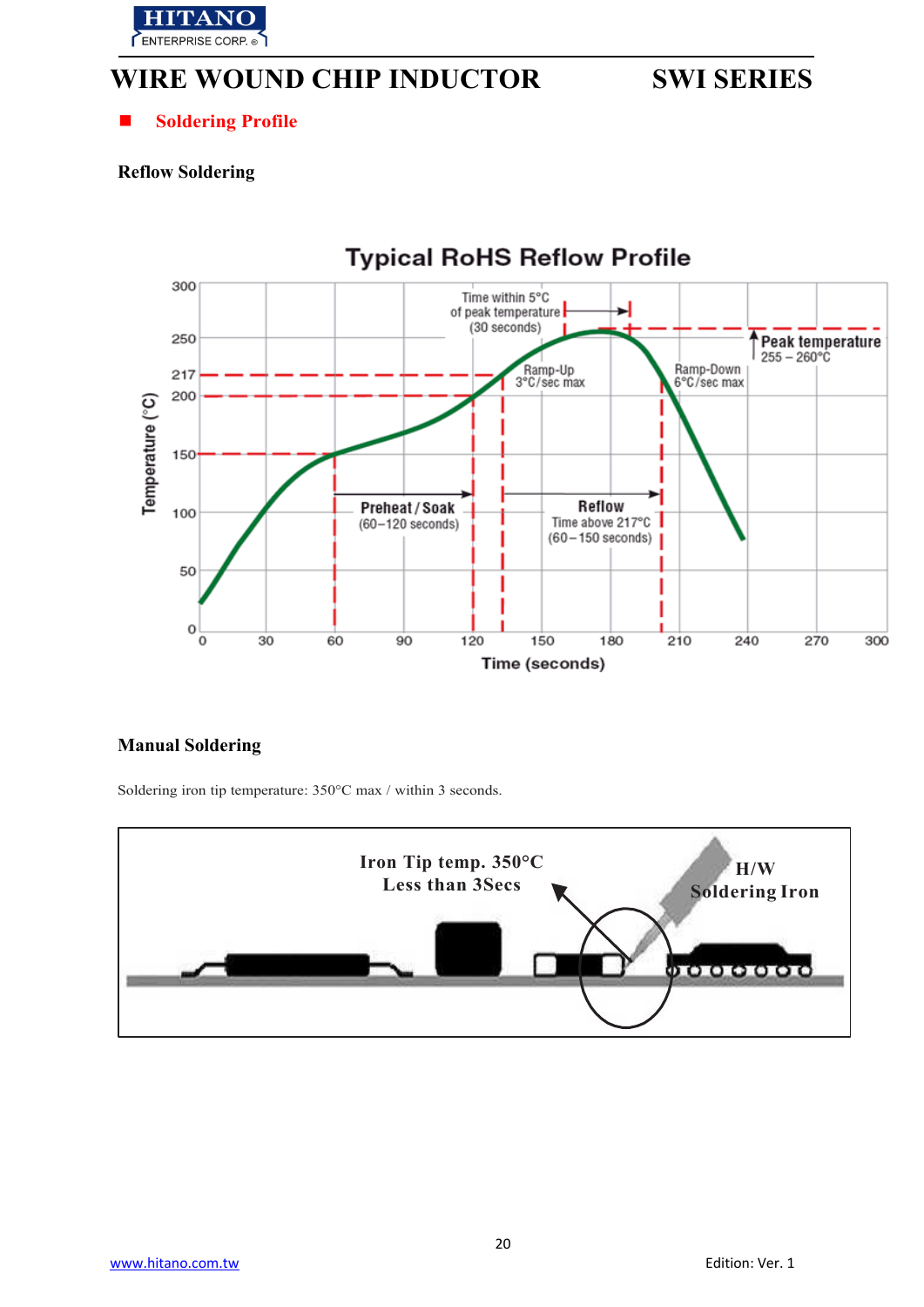# WIRE WOUND CHIP INDUCTOR SWI SERIES

## Soldering Profile

### Reflow Soldering

**Typical RoHS Reflow Profile**

Temperature (°C) vs Time (seconds)

- Preheat / Soak (60–120 seconds)
- Ramp-Up 3°C/sec max
- Time within 5°C of peak temperature (30 seconds)
- Peak temperature 255 – 260°C
- Reflow Time above 217°C (60–150 seconds)
- Ramp-Down 6°C/sec max

### Manual Soldering

Soldering iron tip temperature: 350°C max / within 3 seconds.

Iron Tip temp. 350°C
Less than 3Secs

H/W
Soldering Iron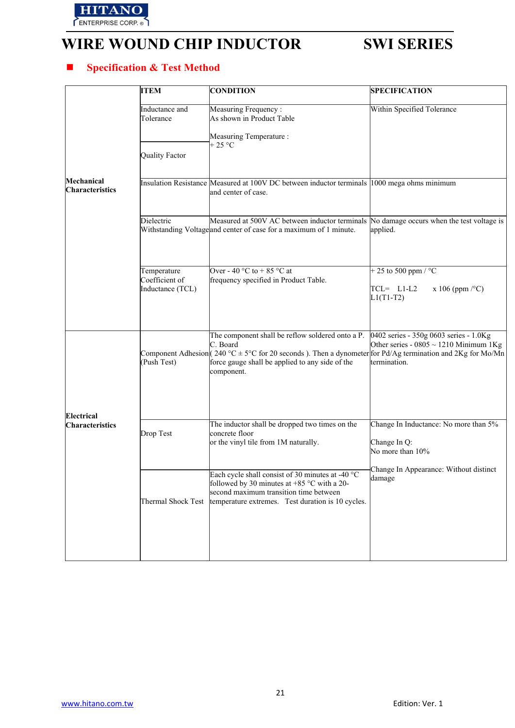# WIRE WOUND CHIP INDUCTOR SWI SERIES

## ■ Specification & Test Method

| | ITEM | CONDITION | SPECIFICATION |
|---|---|---|---|
| Mechanical Characteristics | Inductance and Tolerance | Measuring Frequency : As shown in Product Table<br><br>Measuring Temperature : + 25 °C | Within Specified Tolerance |
| | Quality Factor | | |
| | Insulation Resistance | Measured at 100V DC between inductor terminals and center of case. | 1000 mega ohms minimum |
| | Dielectric Withstanding Voltage | Measured at 500V AC between inductor terminals and center of case for a maximum of 1 minute. | No damage occurs when the test voltage is applied. |
| | Temperature Coefficient of Inductance (TCL) | Over - 40 °C to + 85 °C at frequency specified in Product Table. | + 25 to 500 ppm / °C<br><br>TCL= L1-L2 / L1(T1-T2) x 106 (ppm /°C) |
| Electrical Characteristics | Component Adhesion (Push Test) | The component shall be reflow soldered onto a P. C. Board ( 240 °C ± 5°C for 20 seconds ). Then a dynometer force gauge shall be applied to any side of the component. | 0402 series - 350g 0603 series - 1.0Kg Other series - 0805 ~ 1210 Minimum 1Kg for Pd/Ag termination and 2Kg for Mo/Mn termination. |
| | Drop Test | The inductor shall be dropped two times on the concrete floor or the vinyl tile from 1M naturally. | Change In Inductance: No more than 5%<br><br>Change In Q: No more than 10%<br><br>Change In Appearance: Without distinct damage |
| | Thermal Shock Test | Each cycle shall consist of 30 minutes at -40 °C followed by 30 minutes at +85 °C with a 20-second maximum transition time between temperature extremes. Test duration is 10 cycles. | |

www.hitano.com.tw

Edition: Ver. 1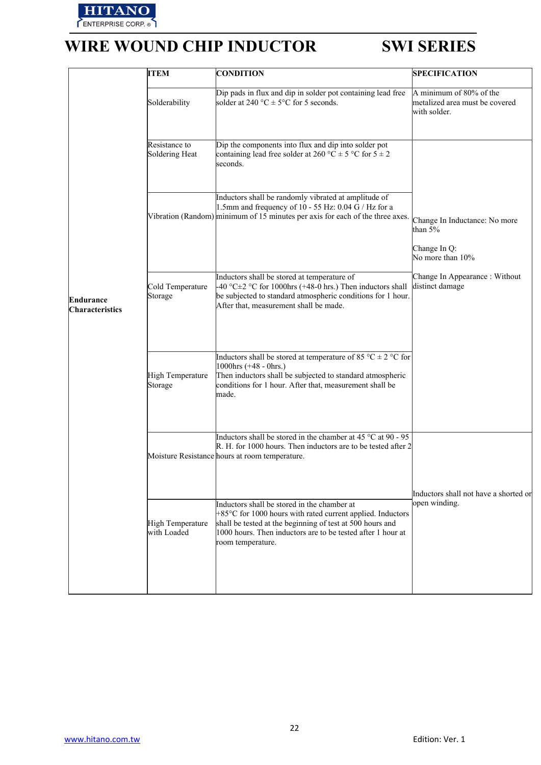# WIRE WOUND CHIP INDUCTOR SWI SERIES

| | ITEM | CONDITION | SPECIFICATION |
|---|---|---|---|
| **Endurance Characteristics** | Solderability | Dip pads in flux and dip in solder pot containing lead free solder at 240 °C ± 5°C for 5 seconds. | A minimum of 80% of the metalized area must be covered with solder. |
| | Resistance to Soldering Heat | Dip the components into flux and dip into solder pot containing lead free solder at 260 °C ± 5 °C for 5 ± 2 seconds. | Change In Inductance: No more than 5%<br>Change In Q: No more than 10%<br>Change In Appearance : Without distinct damage |
| | Vibration (Random) | Inductors shall be randomly vibrated at amplitude of 1.5mm and frequency of 10 - 55 Hz: 0.04 G / Hz for a minimum of 15 minutes per axis for each of the three axes. | |
| | Cold Temperature Storage | Inductors shall be stored at temperature of -40 °C±2 °C for 1000hrs (+48-0 hrs.) Then inductors shall be subjected to standard atmospheric conditions for 1 hour. After that, measurement shall be made. | |
| | High Temperature Storage | Inductors shall be stored at temperature of 85 °C ± 2 °C for 1000hrs (+48 - 0hrs.)<br>Then inductors shall be subjected to standard atmospheric conditions for 1 hour. After that, measurement shall be made. | |
| | Moisture Resistance | Inductors shall be stored in the chamber at 45 °C at 90 - 95 R. H. for 1000 hours. Then inductors are to be tested after 2 hours at room temperature. | Inductors shall not have a shorted or open winding. |
| | High Temperature with Loaded | Inductors shall be stored in the chamber at +85°C for 1000 hours with rated current applied. Inductors shall be tested at the beginning of test at 500 hours and 1000 hours. Then inductors are to be tested after 1 hour at room temperature. | |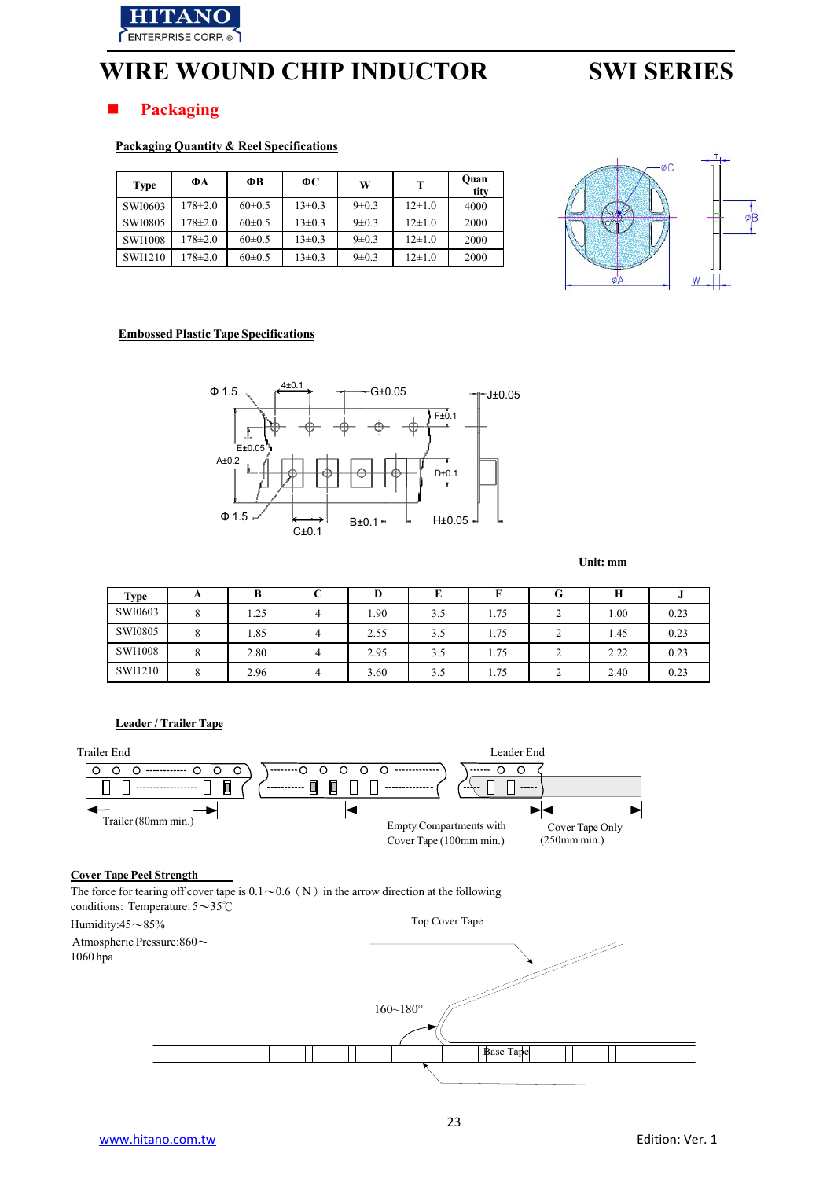# WIRE WOUND CHIP INDUCTOR SWI SERIES

## Packaging

**Packaging Quantity & Reel Specifications**

| Type | ΦA | ΦB | ΦC | W | T | Quantity |
|---|---|---|---|---|---|---|
| SWI0603 | 178±2.0 | 60±0.5 | 13±0.3 | 9±0.3 | 12±1.0 | 4000 |
| SWI0805 | 178±2.0 | 60±0.5 | 13±0.3 | 9±0.3 | 12±1.0 | 2000 |
| SWI1008 | 178±2.0 | 60±0.5 | 13±0.3 | 9±0.3 | 12±1.0 | 2000 |
| SWI1210 | 178±2.0 | 60±0.5 | 13±0.3 | 9±0.3 | 12±1.0 | 2000 |

øC
øB
øA
W
T

**Embossed Plastic Tape Specifications**

Φ 1.5
4±0.1
G±0.05
J±0.05
F±0.1
E±0.05
A±0.2
D±0.1
Φ 1.5
B±0.1
H±0.05
C±0.1

Unit: mm

| Type | A | B | C | D | E | F | G | H | J |
|---|---|---|---|---|---|---|---|---|---|
| SWI0603 | 8 | 1.25 | 4 | 1.90 | 3.5 | 1.75 | 2 | 1.00 | 0.23 |
| SWI0805 | 8 | 1.85 | 4 | 2.55 | 3.5 | 1.75 | 2 | 1.45 | 0.23 |
| SWI1008 | 8 | 2.80 | 4 | 2.95 | 3.5 | 1.75 | 2 | 2.22 | 0.23 |
| SWI1210 | 8 | 2.96 | 4 | 3.60 | 3.5 | 1.75 | 2 | 2.40 | 0.23 |

**Leader / Trailer Tape**

Trailer End
Leader End
Trailer (80mm min.)
Empty Compartments with Cover Tape (100mm min.)
Cover Tape Only (250mm min.)

**Cover Tape Peel Strength**

The force for tearing off cover tape is 0.1～0.6（N）in the arrow direction at the following conditions: Temperature: 5～35℃
Humidity:45～85%
Atmospheric Pressure:860～1060 hpa

Top Cover Tape
160~180°
Base Tape

www.hitano.com.tw

Edition: Ver. 1